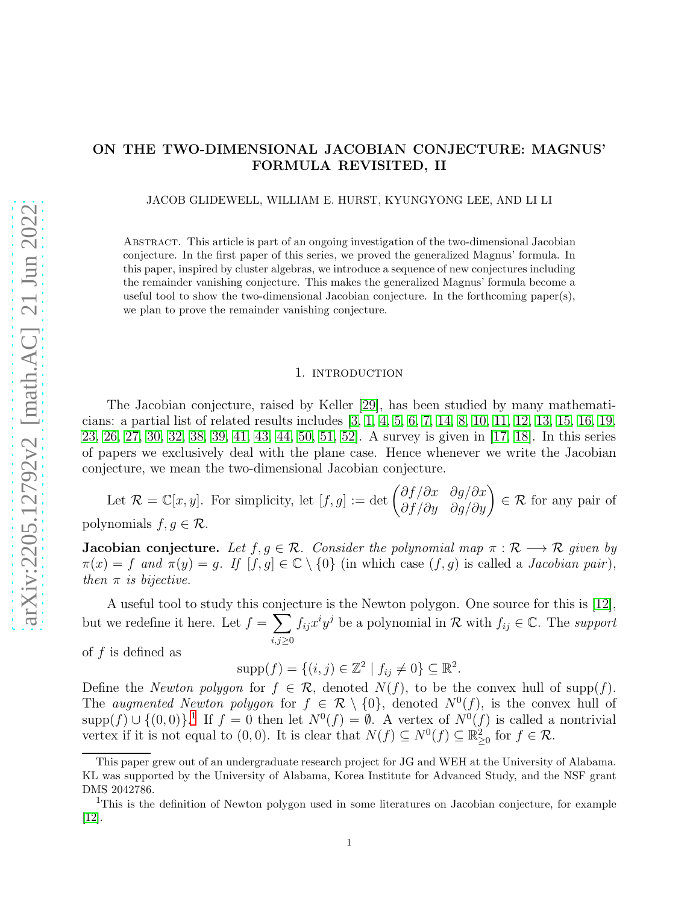# ON THE TWO-DIMENSIONAL JACOBIAN CONJECTURE: MAGNUS' FORMULA REVISITED, II

JACOB GLIDEWELL, WILLIAM E. HURST, KYUNGYONG LEE, AND LI LI

Abstract. This article is part of an ongoing investigation of the two-dimensional Jacobian conjecture. In the first paper of this series, we proved the generalized Magnus' formula. In this paper, inspired by cluster algebras, we introduce a sequence of new conjectures including the remainder vanishing conjecture. This makes the generalized Magnus' formula become a useful tool to show the two-dimensional Jacobian conjecture. In the forthcoming paper(s), we plan to prove the remainder vanishing conjecture.

## 1. Introduction

The Jacobian conjecture, raised by Keller [29], has been studied by many mathematicians: a partial list of related results includes [3, 1, 4, 5, 6, 7, 14, 8, 10, 11, 12, 13, 15, 16, 19, 23, 26, 27, 30, 32, 38, 39, 41, 43, 44, 50, 51, 52]. A survey is given in [17, 18]. In this series of papers we exclusively deal with the plane case. Hence whenever we write the Jacobian conjecture, we mean the two-dimensional Jacobian conjecture.

Let $\mathcal{R} = \mathbb{C}[x, y]$. For simplicity, let $[f, g] := \det \begin{pmatrix} \partial f/\partial x & \partial g/\partial x \\ \partial f/\partial y & \partial g/\partial y \end{pmatrix} \in \mathcal{R}$ for any pair of polynomials $f, g \in \mathcal{R}$.

**Jacobian conjecture.** *Let $f, g \in \mathcal{R}$. Consider the polynomial map $\pi : \mathcal{R} \longrightarrow \mathcal{R}$ given by $\pi(x) = f$ and $\pi(y) = g$. If $[f, g] \in \mathbb{C} \setminus \{0\}$ (in which case $(f, g)$ is called a* Jacobian pair*), then $\pi$ is bijective.*

A useful tool to study this conjecture is the Newton polygon. One source for this is [12], but we redefine it here. Let $f = \sum_{i,j \geq 0} f_{ij} x^i y^j$ be a polynomial in $\mathcal{R}$ with $f_{ij} \in \mathbb{C}$. The *support* of $f$ is defined as

$$\operatorname{supp}(f) = \{(i, j) \in \mathbb{Z}^2 \mid f_{ij} \neq 0\} \subseteq \mathbb{R}^2.$$

Define the *Newton polygon* for $f \in \mathcal{R}$, denoted $N(f)$, to be the convex hull of $\operatorname{supp}(f)$. The *augmented Newton polygon* for $f \in \mathcal{R} \setminus \{0\}$, denoted $N^0(f)$, is the convex hull of $\operatorname{supp}(f) \cup \{(0, 0)\}$.[1] If $f = 0$ then let $N^0(f) = \emptyset$. A vertex of $N^0(f)$ is called a nontrivial vertex if it is not equal to $(0, 0)$. It is clear that $N(f) \subseteq N^0(f) \subseteq \mathbb{R}^2_{\geq 0}$ for $f \in \mathcal{R}$.

This paper grew out of an undergraduate research project for JG and WEH at the University of Alabama. KL was supported by the University of Alabama, Korea Institute for Advanced Study, and the NSF grant DMS 2042786.

[1] This is the definition of Newton polygon used in some literatures on Jacobian conjecture, for example [12].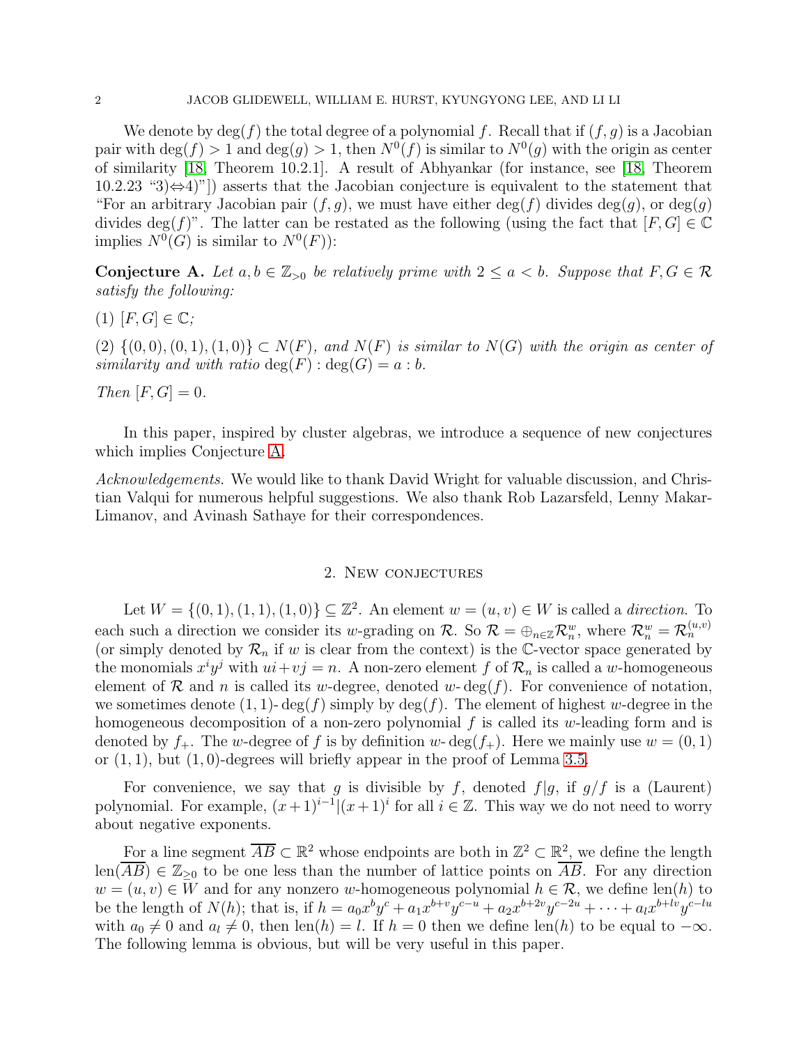We denote by $\deg(f)$ the total degree of a polynomial $f$. Recall that if $(f, g)$ is a Jacobian pair with $\deg(f) > 1$ and $\deg(g) > 1$, then $N^0(f)$ is similar to $N^0(g)$ with the origin as center of similarity [18, Theorem 10.2.1]. A result of Abhyankar (for instance, see [18, Theorem 10.2.23 "3)⇔4)"]) asserts that the Jacobian conjecture is equivalent to the statement that "For an arbitrary Jacobian pair $(f, g)$, we must have either $\deg(f)$ divides $\deg(g)$, or $\deg(g)$ divides $\deg(f)$". The latter can be restated as the following (using the fact that $[F, G] \in \mathbb{C}$ implies $N^0(G)$ is similar to $N^0(F)$):

**Conjecture A.** *Let $a, b \in \mathbb{Z}_{>0}$ be relatively prime with $2 \leq a < b$. Suppose that $F, G \in \mathcal{R}$ satisfy the following:*

*(1) $[F, G] \in \mathbb{C}$;*

*(2) $\{(0, 0), (0, 1), (1, 0)\} \subset N(F)$, and $N(F)$ is similar to $N(G)$ with the origin as center of similarity and with ratio $\deg(F) : \deg(G) = a : b$.*

*Then $[F, G] = 0$.*

In this paper, inspired by cluster algebras, we introduce a sequence of new conjectures which implies Conjecture A.

*Acknowledgements.* We would like to thank David Wright for valuable discussion, and Christian Valqui for numerous helpful suggestions. We also thank Rob Lazarsfeld, Lenny Makar-Limanov, and Avinash Sathaye for their correspondences.

## 2. New conjectures

Let $W = \{(0, 1), (1, 1), (1, 0)\} \subseteq \mathbb{Z}^2$. An element $w = (u, v) \in W$ is called a *direction*. To each such a direction we consider its $w$-grading on $\mathcal{R}$. So $\mathcal{R} = \oplus_{n\in\mathbb{Z}} \mathcal{R}_n^w$, where $\mathcal{R}_n^w = \mathcal{R}_n^{(u,v)}$ (or simply denoted by $\mathcal{R}_n$ if $w$ is clear from the context) is the $\mathbb{C}$-vector space generated by the monomials $x^i y^j$ with $ui + vj = n$. A non-zero element $f$ of $\mathcal{R}_n$ is called a $w$-homogeneous element of $\mathcal{R}$ and $n$ is called its $w$-degree, denoted $w\text{-}\deg(f)$. For convenience of notation, we sometimes denote $(1, 1)\text{-}\deg(f)$ simply by $\deg(f)$. The element of highest $w$-degree in the homogeneous decomposition of a non-zero polynomial $f$ is called its $w$-leading form and is denoted by $f_+$. The $w$-degree of $f$ is by definition $w\text{-}\deg(f_+)$. Here we mainly use $w = (0, 1)$ or $(1, 1)$, but $(1, 0)$-degrees will briefly appear in the proof of Lemma 3.5.

For convenience, we say that $g$ is divisible by $f$, denoted $f|g$, if $g/f$ is a (Laurent) polynomial. For example, $(x+1)^{i-1}|(x+1)^i$ for all $i \in \mathbb{Z}$. This way we do not need to worry about negative exponents.

For a line segment $\overline{AB} \subset \mathbb{R}^2$ whose endpoints are both in $\mathbb{Z}^2 \subset \mathbb{R}^2$, we define the length $\text{len}(\overline{AB}) \in \mathbb{Z}_{\geq 0}$ to be one less than the number of lattice points on $\overline{AB}$. For any direction $w = (u, v) \in W$ and for any nonzero $w$-homogeneous polynomial $h \in \mathcal{R}$, we define $\text{len}(h)$ to be the length of $N(h)$; that is, if $h = a_0 x^b y^c + a_1 x^{b+v} y^{c-u} + a_2 x^{b+2v} y^{c-2u} + \cdots + a_l x^{b+lv} y^{c-lu}$ with $a_0 \neq 0$ and $a_l \neq 0$, then $\text{len}(h) = l$. If $h = 0$ then we define $\text{len}(h)$ to be equal to $-\infty$. The following lemma is obvious, but will be very useful in this paper.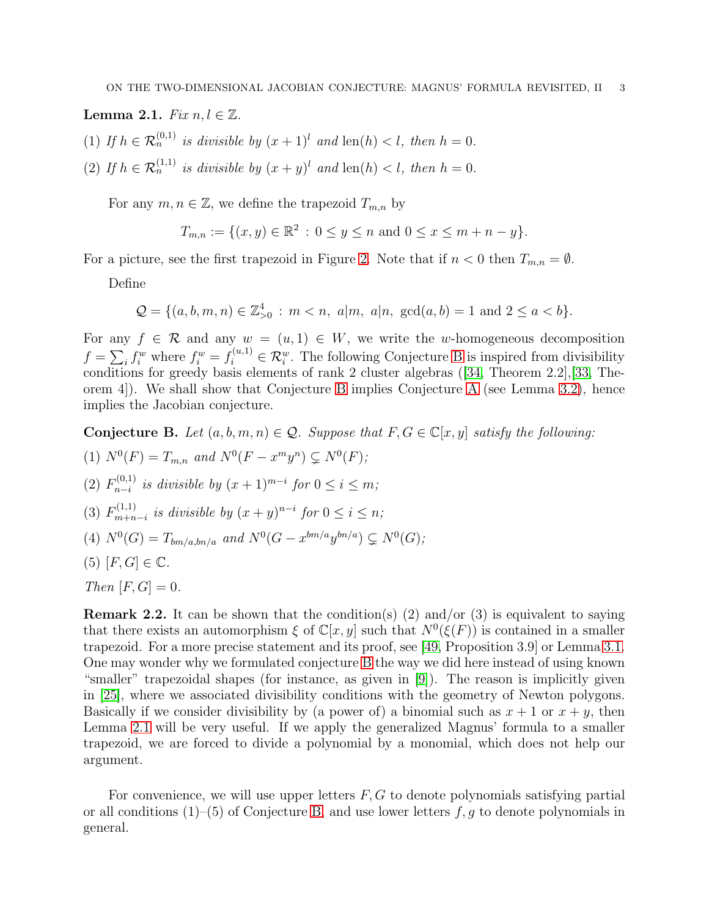**Lemma 2.1.** *Fix $n, l \in \mathbb{Z}$.*

(1) *If $h \in \mathcal{R}_n^{(0,1)}$ is divisible by $(x+1)^l$ and $\mathrm{len}(h) < l$, then $h = 0$.*

(2) *If $h \in \mathcal{R}_n^{(1,1)}$ is divisible by $(x+y)^l$ and $\mathrm{len}(h) < l$, then $h = 0$.*

For any $m, n \in \mathbb{Z}$, we define the trapezoid $T_{m,n}$ by

$$T_{m,n} := \{(x,y) \in \mathbb{R}^2 \, : \, 0 \le y \le n \text{ and } 0 \le x \le m+n-y\}.$$

For a picture, see the first trapezoid in Figure 2. Note that if $n < 0$ then $T_{m,n} = \emptyset$.

Define

$$\mathcal{Q} = \{(a,b,m,n) \in \mathbb{Z}^4_{>0} \, : \, m < n, \ a|m, \ a|n, \ \gcd(a,b) = 1 \text{ and } 2 \le a < b\}.$$

For any $f \in \mathcal{R}$ and any $w = (u,1) \in W$, we write the $w$-homogeneous decomposition $f = \sum_i f_i^w$ where $f_i^w = f_i^{(u,1)} \in \mathcal{R}_i^w$. The following Conjecture B is inspired from divisibility conditions for greedy basis elements of rank 2 cluster algebras ([34, Theorem 2.2],[33, Theorem 4]). We shall show that Conjecture B implies Conjecture A (see Lemma 3.2), hence implies the Jacobian conjecture.

**Conjecture B.** *Let $(a,b,m,n) \in \mathcal{Q}$. Suppose that $F, G \in \mathbb{C}[x,y]$ satisfy the following:*

(1) *$N^0(F) = T_{m,n}$ and $N^0(F - x^m y^n) \subsetneq N^0(F)$;*

(2) *$F_{n-i}^{(0,1)}$ is divisible by $(x+1)^{m-i}$ for $0 \le i \le m$;*

(3) *$F_{m+n-i}^{(1,1)}$ is divisible by $(x+y)^{n-i}$ for $0 \le i \le n$;*

(4) *$N^0(G) = T_{bm/a, bn/a}$ and $N^0(G - x^{bm/a} y^{bn/a}) \subsetneq N^0(G)$;*

(5) *$[F, G] \in \mathbb{C}$.*

*Then $[F, G] = 0$.*

**Remark 2.2.** It can be shown that the condition(s) (2) and/or (3) is equivalent to saying that there exists an automorphism $\xi$ of $\mathbb{C}[x,y]$ such that $N^0(\xi(F))$ is contained in a smaller trapezoid. For a more precise statement and its proof, see [49, Proposition 3.9] or Lemma 3.1. One may wonder why we formulated conjecture B the way we did here instead of using known "smaller" trapezoidal shapes (for instance, as given in [9]). The reason is implicitly given in [25], where we associated divisibility conditions with the geometry of Newton polygons. Basically if we consider divisibility by (a power of) a binomial such as $x+1$ or $x+y$, then Lemma 2.1 will be very useful. If we apply the generalized Magnus' formula to a smaller trapezoid, we are forced to divide a polynomial by a monomial, which does not help our argument.

For convenience, we will use upper letters $F, G$ to denote polynomials satisfying partial or all conditions (1)–(5) of Conjecture B, and use lower letters $f, g$ to denote polynomials in general.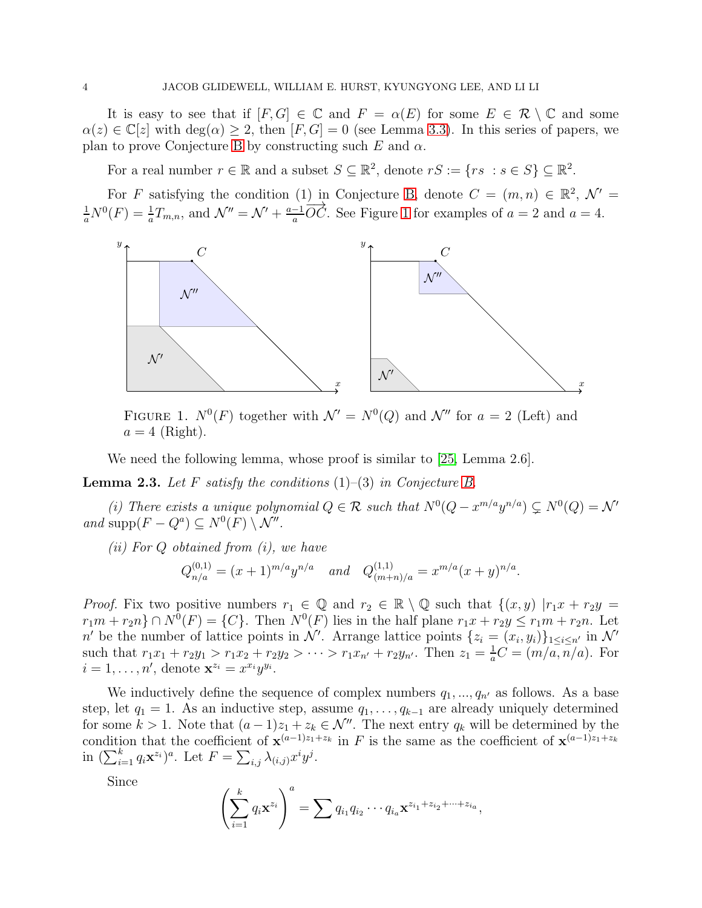It is easy to see that if $[F, G] \in \mathbb{C}$ and $F = \alpha(E)$ for some $E \in \mathcal{R} \setminus \mathbb{C}$ and some $\alpha(z) \in \mathbb{C}[z]$ with $\deg(\alpha) \geq 2$, then $[F, G] = 0$ (see Lemma 3.3). In this series of papers, we plan to prove Conjecture B by constructing such $E$ and $\alpha$.

For a real number $r \in \mathbb{R}$ and a subset $S \subseteq \mathbb{R}^2$, denote $rS := \{rs \ : s \in S\} \subseteq \mathbb{R}^2$.

For $F$ satisfying the condition (1) in Conjecture B, denote $C = (m, n) \in \mathbb{R}^2$, $\mathcal{N}' = \frac{1}{a}N^0(F) = \frac{1}{a}T_{m,n}$, and $\mathcal{N}'' = \mathcal{N}' + \frac{a-1}{a}\overrightarrow{OC}$. See Figure 1 for examples of $a = 2$ and $a = 4$.

FIGURE 1. $N^0(F)$ together with $\mathcal{N}' = N^0(Q)$ and $\mathcal{N}''$ for $a = 2$ (Left) and $a = 4$ (Right).

We need the following lemma, whose proof is similar to [25, Lemma 2.6].

**Lemma 2.3.** *Let $F$ satisfy the conditions* (1)–(3) *in Conjecture B.*

*(i) There exists a unique polynomial $Q \in \mathcal{R}$ such that $N^0(Q - x^{m/a}y^{n/a}) \subsetneq N^0(Q) = \mathcal{N}'$ and $\mathrm{supp}(F - Q^a) \subseteq N^0(F) \setminus \mathcal{N}''$.*

*(ii) For $Q$ obtained from (i), we have*

$$Q^{(0,1)}_{n/a} = (x+1)^{m/a}y^{n/a} \quad \text{and} \quad Q^{(1,1)}_{(m+n)/a} = x^{m/a}(x+y)^{n/a}.$$

*Proof.* Fix two positive numbers $r_1 \in \mathbb{Q}$ and $r_2 \in \mathbb{R} \setminus \mathbb{Q}$ such that $\{(x, y) \mid r_1 x + r_2 y = r_1 m + r_2 n\} \cap N^0(F) = \{C\}$. Then $N^0(F)$ lies in the half plane $r_1 x + r_2 y \leq r_1 m + r_2 n$. Let $n'$ be the number of lattice points in $\mathcal{N}'$. Arrange lattice points $\{z_i = (x_i, y_i)\}_{1 \leq i \leq n'}$ in $\mathcal{N}'$ such that $r_1 x_1 + r_2 y_1 > r_1 x_2 + r_2 y_2 > \cdots > r_1 x_{n'} + r_2 y_{n'}$. Then $z_1 = \frac{1}{a}C = (m/a, n/a)$. For $i = 1, \ldots, n'$, denote $\mathbf{x}^{z_i} = x^{x_i}y^{y_i}$.

We inductively define the sequence of complex numbers $q_1, ..., q_{n'}$ as follows. As a base step, let $q_1 = 1$. As an inductive step, assume $q_1, \ldots, q_{k-1}$ are already uniquely determined for some $k > 1$. Note that $(a-1)z_1 + z_k \in \mathcal{N}''$. The next entry $q_k$ will be determined by the condition that the coefficient of $\mathbf{x}^{(a-1)z_1+z_k}$ in $F$ is the same as the coefficient of $\mathbf{x}^{(a-1)z_1+z_k}$ in $(\sum_{i=1}^k q_i \mathbf{x}^{z_i})^a$. Let $F = \sum_{i,j} \lambda_{(i,j)} x^i y^j$.

Since

$$\left(\sum_{i=1}^{k} q_i \mathbf{x}^{z_i}\right)^a = \sum q_{i_1} q_{i_2} \cdots q_{i_a} \mathbf{x}^{z_{i_1} + z_{i_2} + \cdots + z_{i_a}},$$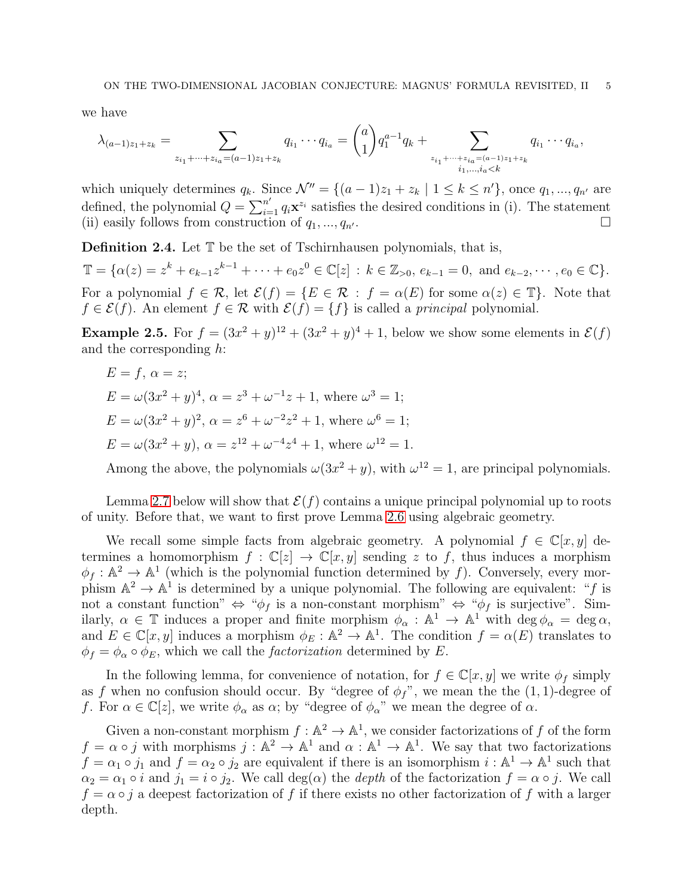we have

$$\lambda_{(a-1)z_1+z_k} = \sum_{z_{i_1}+\cdots+z_{i_a}=(a-1)z_1+z_k} q_{i_1}\cdots q_{i_a} = \binom{a}{1} q_1^{a-1} q_k + \sum_{\substack{z_{i_1}+\cdots+z_{i_a}=(a-1)z_1+z_k \\ i_1,\ldots,i_a<k}} q_{i_1}\cdots q_{i_a},$$

which uniquely determines $q_k$. Since $\mathcal{N}'' = \{(a-1)z_1 + z_k \mid 1 \le k \le n'\}$, once $q_1, ..., q_{n'}$ are defined, the polynomial $Q = \sum_{i=1}^{n'} q_i \mathbf{x}^{z_i}$ satisfies the desired conditions in (i). The statement (ii) easily follows from construction of $q_1, ..., q_{n'}$. □

**Definition 2.4.** Let $\mathbb{T}$ be the set of Tschirnhausen polynomials, that is,

$$\mathbb{T} = \{\alpha(z) = z^k + e_{k-1}z^{k-1} + \cdots + e_0 z^0 \in \mathbb{C}[z] \,:\, k \in \mathbb{Z}_{>0},\ e_{k-1} = 0, \text{ and } e_{k-2}, \cdots, e_0 \in \mathbb{C}\}.$$

For a polynomial $f \in \mathcal{R}$, let $\mathcal{E}(f) = \{E \in \mathcal{R} \,:\, f = \alpha(E) \text{ for some } \alpha(z) \in \mathbb{T}\}$. Note that $f \in \mathcal{E}(f)$. An element $f \in \mathcal{R}$ with $\mathcal{E}(f) = \{f\}$ is called a *principal* polynomial.

**Example 2.5.** For $f = (3x^2 + y)^{12} + (3x^2 + y)^4 + 1$, below we show some elements in $\mathcal{E}(f)$ and the corresponding $h$:

$E = f$, $\alpha = z$;

$E = \omega(3x^2 + y)^4$, $\alpha = z^3 + \omega^{-1}z + 1$, where $\omega^3 = 1$;

$E = \omega(3x^2 + y)^2$, $\alpha = z^6 + \omega^{-2}z^2 + 1$, where $\omega^6 = 1$;

$E = \omega(3x^2 + y)$, $\alpha = z^{12} + \omega^{-4}z^4 + 1$, where $\omega^{12} = 1$.

Among the above, the polynomials $\omega(3x^2 + y)$, with $\omega^{12} = 1$, are principal polynomials.

Lemma 2.7 below will show that $\mathcal{E}(f)$ contains a unique principal polynomial up to roots of unity. Before that, we want to first prove Lemma 2.6 using algebraic geometry.

We recall some simple facts from algebraic geometry. A polynomial $f \in \mathbb{C}[x, y]$ determines a homomorphism $f : \mathbb{C}[z] \to \mathbb{C}[x, y]$ sending $z$ to $f$, thus induces a morphism $\phi_f : \mathbb{A}^2 \to \mathbb{A}^1$ (which is the polynomial function determined by $f$). Conversely, every morphism $\mathbb{A}^2 \to \mathbb{A}^1$ is determined by a unique polynomial. The following are equivalent: "$f$ is not a constant function" ⇔ "$\phi_f$ is a non-constant morphism" ⇔ "$\phi_f$ is surjective". Similarly, $\alpha \in \mathbb{T}$ induces a proper and finite morphism $\phi_\alpha : \mathbb{A}^1 \to \mathbb{A}^1$ with $\deg \phi_\alpha = \deg \alpha$, and $E \in \mathbb{C}[x, y]$ induces a morphism $\phi_E : \mathbb{A}^2 \to \mathbb{A}^1$. The condition $f = \alpha(E)$ translates to $\phi_f = \phi_\alpha \circ \phi_E$, which we call the *factorization* determined by $E$.

In the following lemma, for convenience of notation, for $f \in \mathbb{C}[x, y]$ we write $\phi_f$ simply as $f$ when no confusion should occur. By "degree of $\phi_f$", we mean the the $(1, 1)$-degree of $f$. For $\alpha \in \mathbb{C}[z]$, we write $\phi_\alpha$ as $\alpha$; by "degree of $\phi_\alpha$" we mean the degree of $\alpha$.

Given a non-constant morphism $f : \mathbb{A}^2 \to \mathbb{A}^1$, we consider factorizations of $f$ of the form $f = \alpha \circ j$ with morphisms $j : \mathbb{A}^2 \to \mathbb{A}^1$ and $\alpha : \mathbb{A}^1 \to \mathbb{A}^1$. We say that two factorizations $f = \alpha_1 \circ j_1$ and $f = \alpha_2 \circ j_2$ are equivalent if there is an isomorphism $i : \mathbb{A}^1 \to \mathbb{A}^1$ such that $\alpha_2 = \alpha_1 \circ i$ and $j_1 = i \circ j_2$. We call $\deg(\alpha)$ the *depth* of the factorization $f = \alpha \circ j$. We call $f = \alpha \circ j$ a deepest factorization of $f$ if there exists no other factorization of $f$ with a larger depth.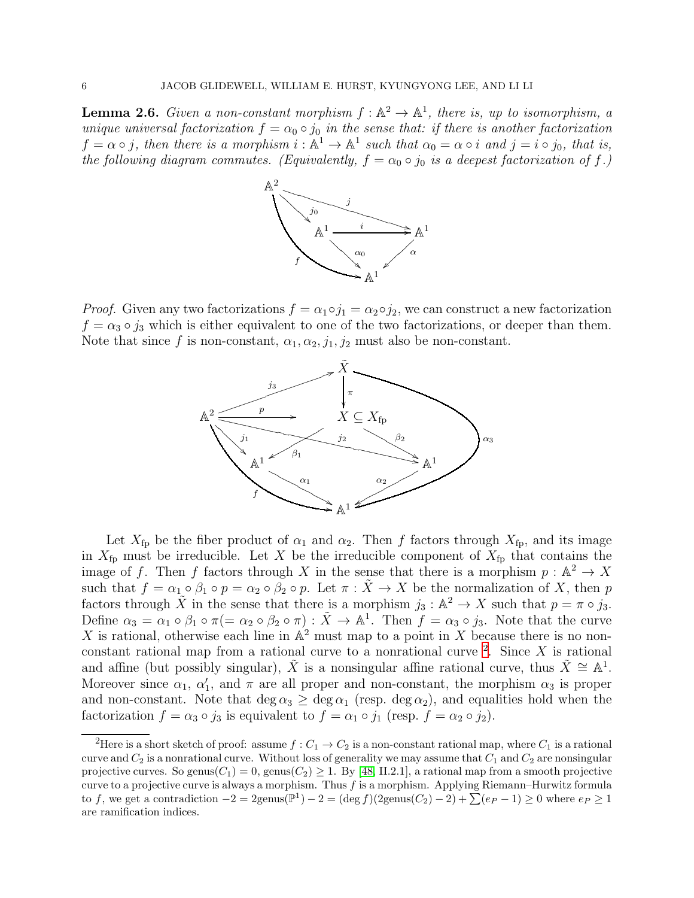**Lemma 2.6.** *Given a non-constant morphism $f : \mathbb{A}^2 \to \mathbb{A}^1$, there is, up to isomorphism, a unique universal factorization $f = \alpha_0 \circ j_0$ in the sense that: if there is another factorization $f = \alpha \circ j$, then there is a morphism $i : \mathbb{A}^1 \to \mathbb{A}^1$ such that $\alpha_0 = \alpha \circ i$ and $j = i \circ j_0$, that is, the following diagram commutes. (Equivalently, $f = \alpha_0 \circ j_0$ is a deepest factorization of $f$.)*

$$
\begin{array}{ccccc}
\mathbb{A}^2 & \xrightarrow{j_0} & \mathbb{A}^1 & \xrightarrow{i} & \mathbb{A}^1 \\
& \searrow^{f} & \downarrow{\alpha_0} & \swarrow_{\alpha} & \\
& & \mathbb{A}^1 & &
\end{array}
\qquad j : \mathbb{A}^2 \to \mathbb{A}^1 \text{ (the second } \mathbb{A}^1\text{)}
$$

*Proof.* Given any two factorizations $f = \alpha_1 \circ j_1 = \alpha_2 \circ j_2$, we can construct a new factorization $f = \alpha_3 \circ j_3$ which is either equivalent to one of the two factorizations, or deeper than them. Note that since $f$ is non-constant, $\alpha_1, \alpha_2, j_1, j_2$ must also be non-constant.

$$
\begin{array}{l}
j_3 : \mathbb{A}^2 \to \tilde{X}, \quad \pi : \tilde{X} \to X \subseteq X_{\mathrm{fp}}, \quad p : \mathbb{A}^2 \to X, \\
j_1 : \mathbb{A}^2 \to \mathbb{A}^1, \quad j_2 : \mathbb{A}^2 \to \mathbb{A}^1, \quad \beta_1 : X \to \mathbb{A}^1, \quad \beta_2 : X \to \mathbb{A}^1, \\
\alpha_1 : \mathbb{A}^1 \to \mathbb{A}^1, \quad \alpha_2 : \mathbb{A}^1 \to \mathbb{A}^1, \quad \alpha_3 : \tilde{X} \to \mathbb{A}^1, \quad f : \mathbb{A}^2 \to \mathbb{A}^1
\end{array}
$$

Let $X_{\mathrm{fp}}$ be the fiber product of $\alpha_1$ and $\alpha_2$. Then $f$ factors through $X_{\mathrm{fp}}$, and its image in $X_{\mathrm{fp}}$ must be irreducible. Let $X$ be the irreducible component of $X_{\mathrm{fp}}$ that contains the image of $f$. Then $f$ factors through $X$ in the sense that there is a morphism $p : \mathbb{A}^2 \to X$ such that $f = \alpha_1 \circ \beta_1 \circ p = \alpha_2 \circ \beta_2 \circ p$. Let $\pi : \tilde{X} \to X$ be the normalization of $X$, then $p$ factors through $\tilde{X}$ in the sense that there is a morphism $j_3 : \mathbb{A}^2 \to X$ such that $p = \pi \circ j_3$. Define $\alpha_3 = \alpha_1 \circ \beta_1 \circ \pi (= \alpha_2 \circ \beta_2 \circ \pi) : \tilde{X} \to \mathbb{A}^1$. Then $f = \alpha_3 \circ j_3$. Note that the curve $X$ is rational, otherwise each line in $\mathbb{A}^2$ must map to a point in $X$ because there is no non-constant rational map from a rational curve to a nonrational curve [2]. Since $X$ is rational and affine (but possibly singular), $\tilde{X}$ is a nonsingular affine rational curve, thus $\tilde{X} \cong \mathbb{A}^1$. Moreover since $\alpha_1$, $\alpha_1'$, and $\pi$ are all proper and non-constant, the morphism $\alpha_3$ is proper and non-constant. Note that $\deg \alpha_3 \geq \deg \alpha_1$ (resp. $\deg \alpha_2$), and equalities hold when the factorization $f = \alpha_3 \circ j_3$ is equivalent to $f = \alpha_1 \circ j_1$ (resp. $f = \alpha_2 \circ j_2$).

---

[2] Here is a short sketch of proof: assume $f : C_1 \to C_2$ is a non-constant rational map, where $C_1$ is a rational curve and $C_2$ is a nonrational curve. Without loss of generality we may assume that $C_1$ and $C_2$ are nonsingular projective curves. So $\mathrm{genus}(C_1) = 0$, $\mathrm{genus}(C_2) \geq 1$. By [48, II.2.1], a rational map from a smooth projective curve to a projective curve is always a morphism. Thus $f$ is a morphism. Applying Riemann–Hurwitz formula to $f$, we get a contradiction $-2 = 2\mathrm{genus}(\mathbb{P}^1) - 2 = (\deg f)(2\mathrm{genus}(C_2) - 2) + \sum(e_P - 1) \geq 0$ where $e_P \geq 1$ are ramification indices.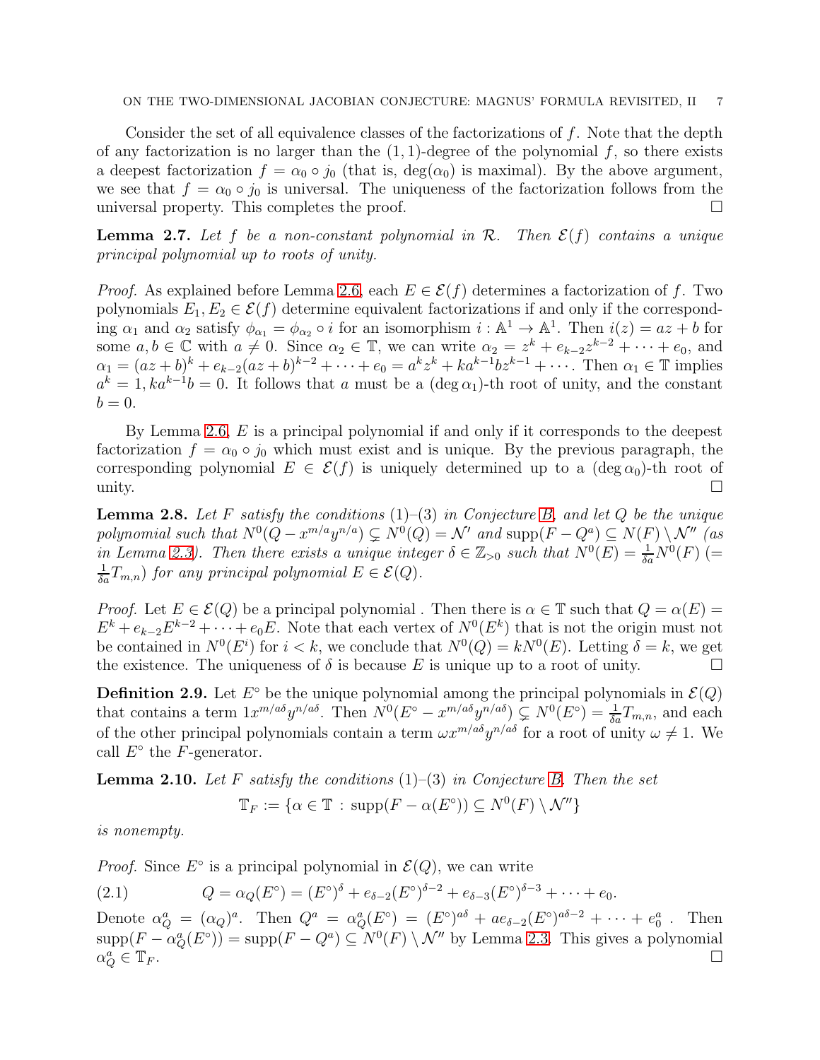Consider the set of all equivalence classes of the factorizations of $f$. Note that the depth of any factorization is no larger than the $(1,1)$-degree of the polynomial $f$, so there exists a deepest factorization $f = \alpha_0 \circ j_0$ (that is, $\deg(\alpha_0)$ is maximal). By the above argument, we see that $f = \alpha_0 \circ j_0$ is universal. The uniqueness of the factorization follows from the universal property. This completes the proof. $\square$

**Lemma 2.7.** *Let $f$ be a non-constant polynomial in $\mathcal{R}$. Then $\mathcal{E}(f)$ contains a unique principal polynomial up to roots of unity.*

*Proof.* As explained before Lemma 2.6, each $E \in \mathcal{E}(f)$ determines a factorization of $f$. Two polynomials $E_1, E_2 \in \mathcal{E}(f)$ determine equivalent factorizations if and only if the corresponding $\alpha_1$ and $\alpha_2$ satisfy $\phi_{\alpha_1} = \phi_{\alpha_2} \circ i$ for an isomorphism $i : \mathbb{A}^1 \to \mathbb{A}^1$. Then $i(z) = az + b$ for some $a, b \in \mathbb{C}$ with $a \neq 0$. Since $\alpha_2 \in \mathbb{T}$, we can write $\alpha_2 = z^k + e_{k-2}z^{k-2} + \cdots + e_0$, and $\alpha_1 = (az+b)^k + e_{k-2}(az+b)^{k-2} + \cdots + e_0 = a^k z^k + ka^{k-1}bz^{k-1} + \cdots$. Then $\alpha_1 \in \mathbb{T}$ implies $a^k = 1, ka^{k-1}b = 0$. It follows that $a$ must be a $(\deg \alpha_1)$-th root of unity, and the constant $b = 0$.

By Lemma 2.6, $E$ is a principal polynomial if and only if it corresponds to the deepest factorization $f = \alpha_0 \circ j_0$ which must exist and is unique. By the previous paragraph, the corresponding polynomial $E \in \mathcal{E}(f)$ is uniquely determined up to a $(\deg \alpha_0)$-th root of unity. $\square$

**Lemma 2.8.** *Let $F$ satisfy the conditions (1)–(3) in Conjecture B, and let $Q$ be the unique polynomial such that $N^0(Q - x^{m/a}y^{n/a}) \subsetneq N^0(Q) = \mathcal{N}'$ and $\operatorname{supp}(F - Q^a) \subseteq N(F) \setminus \mathcal{N}''$ (as in Lemma 2.3). Then there exists a unique integer $\delta \in \mathbb{Z}_{>0}$ such that $N^0(E) = \frac{1}{\delta a} N^0(F)$ ($= \frac{1}{\delta a} T_{m,n}$) for any principal polynomial $E \in \mathcal{E}(Q)$.*

*Proof.* Let $E \in \mathcal{E}(Q)$ be a principal polynomial . Then there is $\alpha \in \mathbb{T}$ such that $Q = \alpha(E) = E^k + e_{k-2}E^{k-2} + \cdots + e_0 E$. Note that each vertex of $N^0(E^k)$ that is not the origin must not be contained in $N^0(E^i)$ for $i < k$, we conclude that $N^0(Q) = kN^0(E)$. Letting $\delta = k$, we get the existence. The uniqueness of $\delta$ is because $E$ is unique up to a root of unity. $\square$

**Definition 2.9.** Let $E^\circ$ be the unique polynomial among the principal polynomials in $\mathcal{E}(Q)$ that contains a term $1x^{m/a\delta}y^{n/a\delta}$. Then $N^0(E^\circ - x^{m/a\delta}y^{n/a\delta}) \subsetneq N^0(E^\circ) = \frac{1}{\delta a}T_{m,n}$, and each of the other principal polynomials contain a term $\omega x^{m/a\delta}y^{n/a\delta}$ for a root of unity $\omega \neq 1$. We call $E^\circ$ the $F$-generator.

**Lemma 2.10.** *Let $F$ satisfy the conditions (1)–(3) in Conjecture B. Then the set*

$$\mathbb{T}_F := \{\alpha \in \mathbb{T} : \operatorname{supp}(F - \alpha(E^\circ)) \subseteq N^0(F) \setminus \mathcal{N}''\}$$

*is nonempty.*

*Proof.* Since $E^\circ$ is a principal polynomial in $\mathcal{E}(Q)$, we can write

$$Q = \alpha_Q(E^\circ) = (E^\circ)^\delta + e_{\delta-2}(E^\circ)^{\delta-2} + e_{\delta-3}(E^\circ)^{\delta-3} + \cdots + e_0. \tag{2.1}$$

Denote $\alpha_Q^a = (\alpha_Q)^a$. Then $Q^a = \alpha_Q^a(E^\circ) = (E^\circ)^{a\delta} + ae_{\delta-2}(E^\circ)^{a\delta-2} + \cdots + e_0^a$ . Then $\operatorname{supp}(F - \alpha_Q^a(E^\circ)) = \operatorname{supp}(F - Q^a) \subseteq N^0(F) \setminus \mathcal{N}''$ by Lemma 2.3. This gives a polynomial $\alpha_Q^a \in \mathbb{T}_F$. $\square$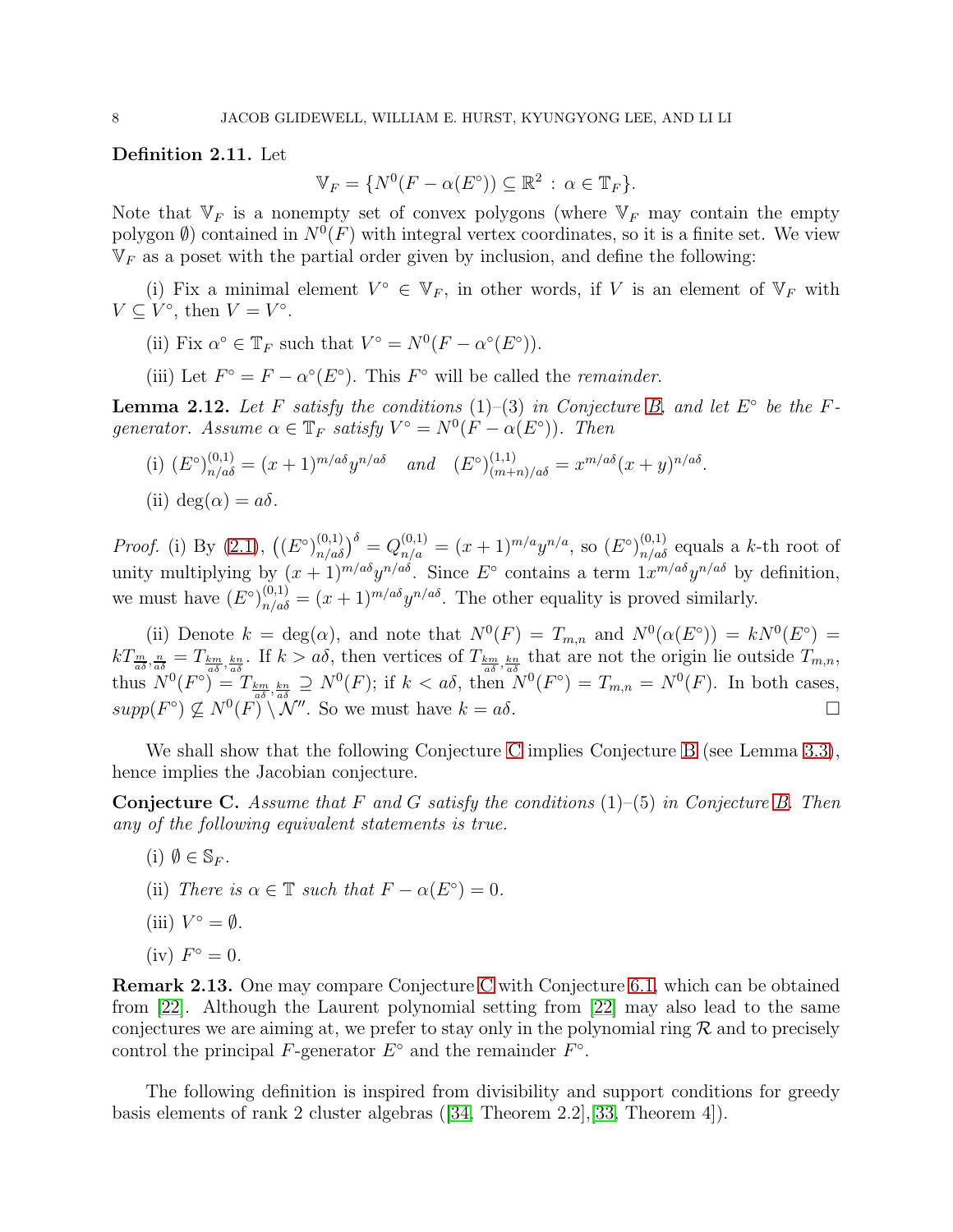**Definition 2.11.** Let

$$\mathbb{V}_F = \{N^0(F - \alpha(E^\circ)) \subseteq \mathbb{R}^2 \,:\, \alpha \in \mathbb{T}_F\}.$$

Note that $\mathbb{V}_F$ is a nonempty set of convex polygons (where $\mathbb{V}_F$ may contain the empty polygon $\emptyset$) contained in $N^0(F)$ with integral vertex coordinates, so it is a finite set. We view $\mathbb{V}_F$ as a poset with the partial order given by inclusion, and define the following:

(i) Fix a minimal element $V^\circ \in \mathbb{V}_F$, in other words, if $V$ is an element of $\mathbb{V}_F$ with $V \subseteq V^\circ$, then $V = V^\circ$.

(ii) Fix $\alpha^\circ \in \mathbb{T}_F$ such that $V^\circ = N^0(F - \alpha^\circ(E^\circ))$.

(iii) Let $F^\circ = F - \alpha^\circ(E^\circ)$. This $F^\circ$ will be called the *remainder*.

**Lemma 2.12.** *Let $F$ satisfy the conditions* (1)–(3) *in Conjecture B, and let $E^\circ$ be the $F$-generator. Assume $\alpha \in \mathbb{T}_F$ satisfy $V^\circ = N^0(F - \alpha(E^\circ))$. Then*

(i) $(E^\circ)^{(0,1)}_{n/a\delta} = (x+1)^{m/a\delta} y^{n/a\delta}$ *and* $(E^\circ)^{(1,1)}_{(m+n)/a\delta} = x^{m/a\delta}(x+y)^{n/a\delta}$.

(ii) $\deg(\alpha) = a\delta$.

*Proof.* (i) By (2.1), $\left((E^\circ)^{(0,1)}_{n/a\delta}\right)^\delta = Q^{(0,1)}_{n/a} = (x+1)^{m/a} y^{n/a}$, so $(E^\circ)^{(0,1)}_{n/a\delta}$ equals a $k$-th root of unity multiplying by $(x+1)^{m/a\delta} y^{n/a\delta}$. Since $E^\circ$ contains a term $1x^{m/a\delta}y^{n/a\delta}$ by definition, we must have $(E^\circ)^{(0,1)}_{n/a\delta} = (x+1)^{m/a\delta} y^{n/a\delta}$. The other equality is proved similarly.

(ii) Denote $k = \deg(\alpha)$, and note that $N^0(F) = T_{m,n}$ and $N^0(\alpha(E^\circ)) = kN^0(E^\circ) = kT_{\frac{m}{a\delta},\frac{n}{a\delta}} = T_{\frac{km}{a\delta},\frac{kn}{a\delta}}$. If $k > a\delta$, then vertices of $T_{\frac{km}{a\delta},\frac{kn}{a\delta}}$ that are not the origin lie outside $T_{m,n}$, thus $N^0(F^\circ) = T_{\frac{km}{a\delta},\frac{kn}{a\delta}} \supsetneq N^0(F)$; if $k < a\delta$, then $N^0(F^\circ) = T_{m,n} = N^0(F)$. In both cases, $supp(F^\circ) \not\subseteq N^0(F) \setminus \mathcal{N}''$. So we must have $k = a\delta$. $\square$

We shall show that the following Conjecture C implies Conjecture B (see Lemma 3.3), hence implies the Jacobian conjecture.

**Conjecture C.** *Assume that $F$ and $G$ satisfy the conditions* (1)–(5) *in Conjecture B. Then any of the following equivalent statements is true.*

(i) $\emptyset \in \mathbb{S}_F$.

(ii) *There is $\alpha \in \mathbb{T}$ such that $F - \alpha(E^\circ) = 0$.*

(iii) $V^\circ = \emptyset$.

(iv) $F^\circ = 0$.

**Remark 2.13.** One may compare Conjecture C with Conjecture 6.1, which can be obtained from [22]. Although the Laurent polynomial setting from [22] may also lead to the same conjectures we are aiming at, we prefer to stay only in the polynomial ring $\mathcal{R}$ and to precisely control the principal $F$-generator $E^\circ$ and the remainder $F^\circ$.

The following definition is inspired from divisibility and support conditions for greedy basis elements of rank 2 cluster algebras ([34, Theorem 2.2],[33, Theorem 4]).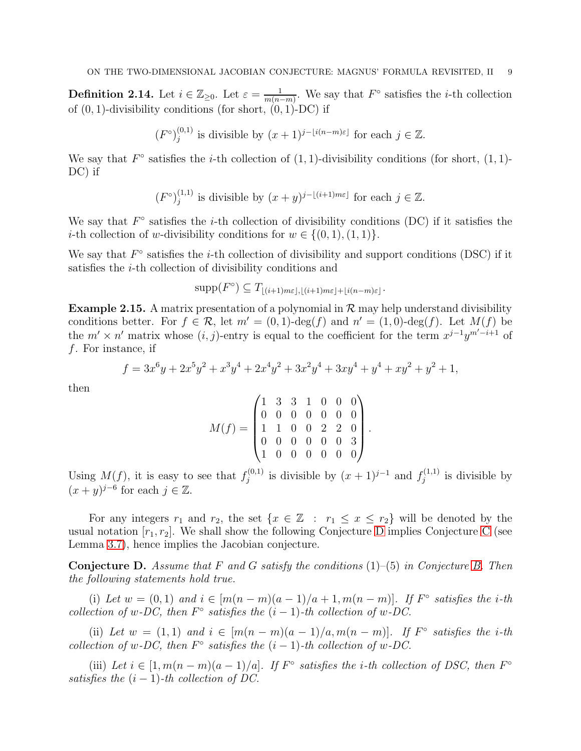**Definition 2.14.** Let $i \in \mathbb{Z}_{\geq 0}$. Let $\varepsilon = \frac{1}{m(n-m)}$. We say that $F^\circ$ satisfies the $i$-th collection of $(0,1)$-divisibility conditions (for short, $(0,1)$-DC) if

$$(F^\circ)_j^{(0,1)} \text{ is divisible by } (x+1)^{j - \lfloor i(n-m)\varepsilon \rfloor} \text{ for each } j \in \mathbb{Z}.$$

We say that $F^\circ$ satisfies the $i$-th collection of $(1,1)$-divisibility conditions (for short, $(1,1)$-DC) if

$$(F^\circ)_j^{(1,1)} \text{ is divisible by } (x+y)^{j - \lfloor (i+1)m\varepsilon \rfloor} \text{ for each } j \in \mathbb{Z}.$$

We say that $F^\circ$ satisfies the $i$-th collection of divisibility conditions (DC) if it satisfies the $i$-th collection of $w$-divisibility conditions for $w \in \{(0,1),(1,1)\}$.

We say that $F^\circ$ satisfies the $i$-th collection of divisibility and support conditions (DSC) if it satisfies the $i$-th collection of divisibility conditions and

$$\operatorname{supp}(F^\circ) \subseteq T_{\lfloor (i+1)m\varepsilon \rfloor, \lfloor (i+1)m\varepsilon \rfloor + \lfloor i(n-m)\varepsilon \rfloor}.$$

**Example 2.15.** A matrix presentation of a polynomial in $\mathcal{R}$ may help understand divisibility conditions better. For $f \in \mathcal{R}$, let $m' = (0,1)\text{-deg}(f)$ and $n' = (1,0)\text{-deg}(f)$. Let $M(f)$ be the $m' \times n'$ matrix whose $(i,j)$-entry is equal to the coefficient for the term $x^{j-1}y^{m'-i+1}$ of $f$. For instance, if

$$f = 3x^6y + 2x^5y^2 + x^3y^4 + 2x^4y^2 + 3x^2y^4 + 3xy^4 + y^4 + xy^2 + y^2 + 1,$$

then

$$M(f) = \begin{pmatrix} 1 & 3 & 3 & 1 & 0 & 0 & 0 \\ 0 & 0 & 0 & 0 & 0 & 0 & 0 \\ 1 & 1 & 0 & 0 & 2 & 2 & 0 \\ 0 & 0 & 0 & 0 & 0 & 0 & 3 \\ 1 & 0 & 0 & 0 & 0 & 0 & 0 \end{pmatrix}.$$

Using $M(f)$, it is easy to see that $f_j^{(0,1)}$ is divisible by $(x+1)^{j-1}$ and $f_j^{(1,1)}$ is divisible by $(x+y)^{j-6}$ for each $j \in \mathbb{Z}$.

For any integers $r_1$ and $r_2$, the set $\{x \in \mathbb{Z} \ : \ r_1 \leq x \leq r_2\}$ will be denoted by the usual notation $[r_1, r_2]$. We shall show the following Conjecture D implies Conjecture C (see Lemma 3.7), hence implies the Jacobian conjecture.

**Conjecture D.** *Assume that $F$ and $G$ satisfy the conditions (1)–(5) in Conjecture B. Then the following statements hold true.*

(i) *Let $w = (0,1)$ and $i \in [m(n-m)(a-1)/a + 1, m(n-m)]$. If $F^\circ$ satisfies the $i$-th collection of $w$-DC, then $F^\circ$ satisfies the $(i-1)$-th collection of $w$-DC.*

(ii) *Let $w = (1,1)$ and $i \in [m(n-m)(a-1)/a, m(n-m)]$. If $F^\circ$ satisfies the $i$-th collection of $w$-DC, then $F^\circ$ satisfies the $(i-1)$-th collection of $w$-DC.*

(iii) *Let $i \in [1, m(n-m)(a-1)/a]$. If $F^\circ$ satisfies the $i$-th collection of DSC, then $F^\circ$ satisfies the $(i-1)$-th collection of DC.*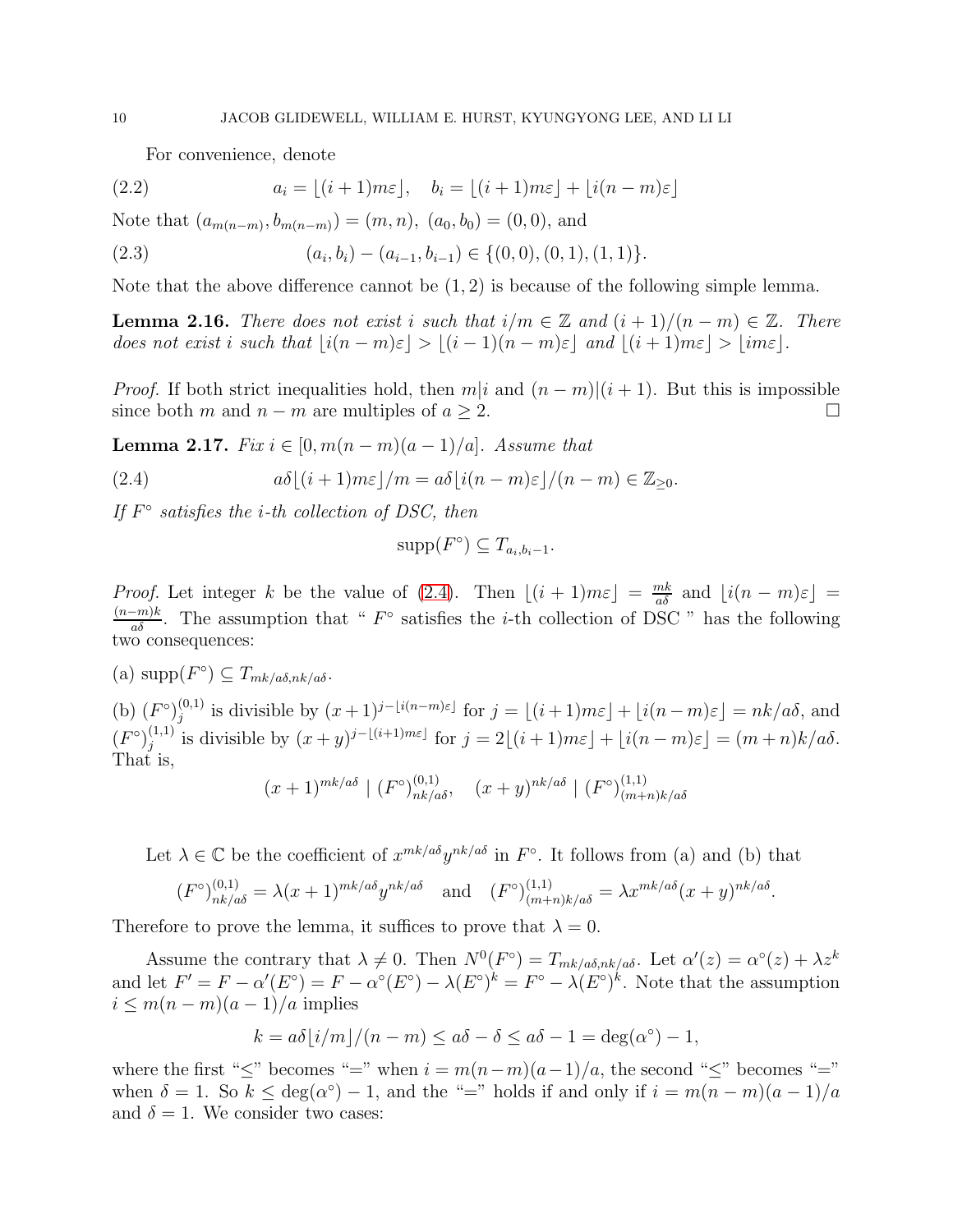For convenience, denote

$$a_i = \lfloor (i+1)m\varepsilon \rfloor, \quad b_i = \lfloor (i+1)m\varepsilon \rfloor + \lfloor i(n-m)\varepsilon \rfloor \tag{2.2}$$

Note that $(a_{m(n-m)}, b_{m(n-m)}) = (m,n)$, $(a_0,b_0) = (0,0)$, and

$$(a_i, b_i) - (a_{i-1}, b_{i-1}) \in \{(0,0), (0,1), (1,1)\}. \tag{2.3}$$

Note that the above difference cannot be $(1,2)$ is because of the following simple lemma.

**Lemma 2.16.** *There does not exist $i$ such that $i/m \in \mathbb{Z}$ and $(i+1)/(n-m) \in \mathbb{Z}$. There does not exist $i$ such that $\lfloor i(n-m)\varepsilon \rfloor > \lfloor (i-1)(n-m)\varepsilon \rfloor$ and $\lfloor (i+1)m\varepsilon \rfloor > \lfloor im\varepsilon \rfloor$.*

*Proof.* If both strict inequalities hold, then $m|i$ and $(n-m)|(i+1)$. But this is impossible since both $m$ and $n-m$ are multiples of $a \geq 2$. □

**Lemma 2.17.** *Fix $i \in [0, m(n-m)(a-1)/a]$. Assume that*

$$a\delta \lfloor (i+1)m\varepsilon \rfloor / m = a\delta \lfloor i(n-m)\varepsilon \rfloor/(n-m) \in \mathbb{Z}_{\geq 0}. \tag{2.4}$$

*If $F^\circ$ satisfies the $i$-th collection of DSC, then*

$$\mathrm{supp}(F^\circ) \subseteq T_{a_i, b_i - 1}.$$

*Proof.* Let integer $k$ be the value of (2.4). Then $\lfloor (i+1)m\varepsilon \rfloor = \frac{mk}{a\delta}$ and $\lfloor i(n-m)\varepsilon \rfloor = \frac{(n-m)k}{a\delta}$. The assumption that " $F^\circ$ satisfies the $i$-th collection of DSC " has the following two consequences:

(a) $\mathrm{supp}(F^\circ) \subseteq T_{mk/a\delta, nk/a\delta}$.

(b) $(F^\circ)^{(0,1)}_j$ is divisible by $(x+1)^{j - \lfloor i(n-m)\varepsilon \rfloor}$ for $j = \lfloor (i+1)m\varepsilon \rfloor + \lfloor i(n-m)\varepsilon \rfloor = nk/a\delta$, and $(F^\circ)^{(1,1)}_j$ is divisible by $(x+y)^{j - \lfloor (i+1)m\varepsilon \rfloor}$ for $j = 2\lfloor (i+1)m\varepsilon \rfloor + \lfloor i(n-m)\varepsilon \rfloor = (m+n)k/a\delta$. That is,

$$(x+1)^{mk/a\delta} \mid (F^\circ)^{(0,1)}_{nk/a\delta}, \quad (x+y)^{nk/a\delta} \mid (F^\circ)^{(1,1)}_{(m+n)k/a\delta}$$

Let $\lambda \in \mathbb{C}$ be the coefficient of $x^{mk/a\delta} y^{nk/a\delta}$ in $F^\circ$. It follows from (a) and (b) that

$$(F^\circ)^{(0,1)}_{nk/a\delta} = \lambda (x+1)^{mk/a\delta} y^{nk/a\delta} \quad \text{and} \quad (F^\circ)^{(1,1)}_{(m+n)k/a\delta} = \lambda x^{mk/a\delta} (x+y)^{nk/a\delta}.$$

Therefore to prove the lemma, it suffices to prove that $\lambda = 0$.

Assume the contrary that $\lambda \neq 0$. Then $N^0(F^\circ) = T_{mk/a\delta, nk/a\delta}$. Let $\alpha'(z) = \alpha^\circ(z) + \lambda z^k$ and let $F' = F - \alpha'(E^\circ) = F - \alpha^\circ(E^\circ) - \lambda (E^\circ)^k = F^\circ - \lambda (E^\circ)^k$. Note that the assumption $i \leq m(n-m)(a-1)/a$ implies

$$k = a\delta \lfloor i/m \rfloor/(n-m) \leq a\delta - \delta \leq a\delta - 1 = \deg(\alpha^\circ) - 1,$$

where the first "$\leq$" becomes "$=$" when $i = m(n-m)(a-1)/a$, the second "$\leq$" becomes "$=$" when $\delta = 1$. So $k \leq \deg(\alpha^\circ) - 1$, and the "$=$" holds if and only if $i = m(n-m)(a-1)/a$ and $\delta = 1$. We consider two cases: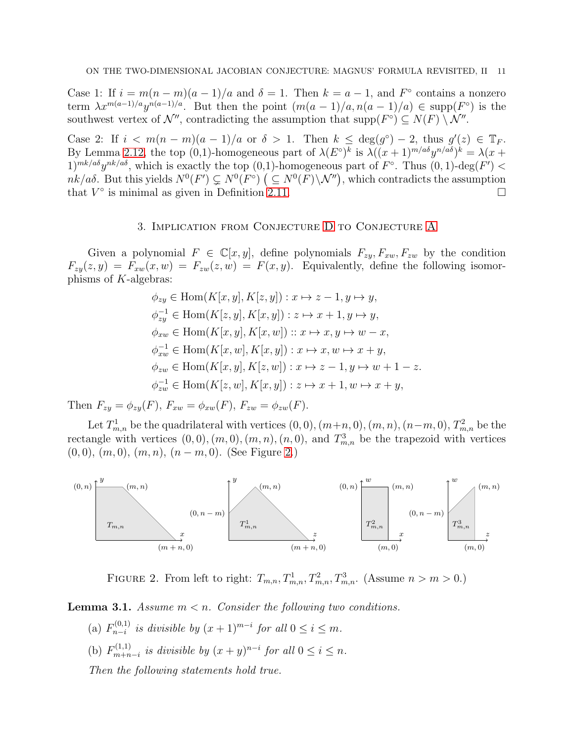Case 1: If $i = m(n-m)(a-1)/a$ and $\delta = 1$. Then $k = a-1$, and $F^\circ$ contains a nonzero term $\lambda x^{m(a-1)/a} y^{n(a-1)/a}$. But then the point $(m(a-1)/a, n(a-1)/a) \in \operatorname{supp}(F^\circ)$ is the southwest vertex of $\mathcal{N}''$, contradicting the assumption that $\operatorname{supp}(F^\circ) \subseteq N(F) \setminus \mathcal{N}''$.

Case 2: If $i < m(n-m)(a-1)/a$ or $\delta > 1$. Then $k \leq \deg(g^\circ) - 2$, thus $g'(z) \in \mathbb{T}_F$. By Lemma 2.12, the top (0,1)-homogeneous part of $\lambda(E^\circ)^k$ is $\lambda((x+1)^{m/a\delta} y^{n/a\delta})^k = \lambda(x+1)^{mk/a\delta} y^{nk/a\delta}$, which is exactly the top (0,1)-homogeneous part of $F^\circ$. Thus $(0,1)$-$\deg(F') < nk/a\delta$. But this yields $N^0(F') \subsetneq N^0(F^\circ) \ \big(\subseteq N^0(F) \backslash \mathcal{N}''\big)$, which contradicts the assumption that $V^\circ$ is minimal as given in Definition 2.11. $\square$

## 3. Implication from Conjecture D to Conjecture A

Given a polynomial $F \in \mathbb{C}[x,y]$, define polynomials $F_{zy}, F_{xw}, F_{zw}$ by the condition $F_{zy}(z,y) = F_{xw}(x,w) = F_{zw}(z,w) = F(x,y)$. Equivalently, define the following isomorphisms of $K$-algebras:

$$\phi_{zy} \in \operatorname{Hom}(K[x,y], K[z,y]) : x \mapsto z-1, y \mapsto y,$$
$$\phi_{zy}^{-1} \in \operatorname{Hom}(K[z,y], K[x,y]) : z \mapsto x+1, y \mapsto y,$$
$$\phi_{xw} \in \operatorname{Hom}(K[x,y], K[x,w]) :: x \mapsto x, y \mapsto w-x,$$
$$\phi_{xw}^{-1} \in \operatorname{Hom}(K[x,w], K[x,y]) : x \mapsto x, w \mapsto x+y,$$
$$\phi_{zw} \in \operatorname{Hom}(K[x,y], K[z,w]) : x \mapsto z-1, y \mapsto w+1-z.$$
$$\phi_{zw}^{-1} \in \operatorname{Hom}(K[z,w], K[x,y]) : z \mapsto x+1, w \mapsto x+y,$$

Then $F_{zy} = \phi_{zy}(F)$, $F_{xw} = \phi_{xw}(F)$, $F_{zw} = \phi_{zw}(F)$.

Let $T^1_{m,n}$ be the quadrilateral with vertices $(0,0), (m+n,0), (m,n), (n-m,0)$, $T^2_{m,n}$ be the rectangle with vertices $(0,0), (m,0), (m,n), (n,0)$, and $T^3_{m,n}$ be the trapezoid with vertices $(0,0)$, $(m,0)$, $(m,n)$, $(n-m,0)$. (See Figure 2.)

Figure 2. From left to right: $T_{m,n}, T^1_{m,n}, T^2_{m,n}, T^3_{m,n}$. (Assume $n > m > 0$.)

**Lemma 3.1.** *Assume $m < n$. Consider the following two conditions.*

(a) *$F^{(0,1)}_{n-i}$ is divisible by $(x+1)^{m-i}$ for all $0 \leq i \leq m$.*

(b) *$F^{(1,1)}_{m+n-i}$ is divisible by $(x+y)^{n-i}$ for all $0 \leq i \leq n$.*

*Then the following statements hold true.*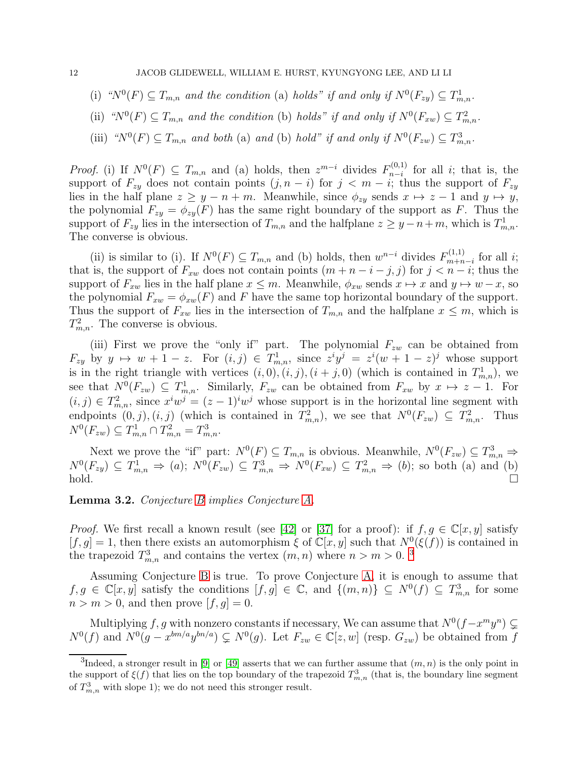(i) "$N^0(F) \subseteq T_{m,n}$ *and the condition* (a) *holds" if and only if* $N^0(F_{zy}) \subseteq T^1_{m,n}$.

(ii) "$N^0(F) \subseteq T_{m,n}$ *and the condition* (b) *holds" if and only if* $N^0(F_{xw}) \subseteq T^2_{m,n}$.

(iii) "$N^0(F) \subseteq T_{m,n}$ *and both* (a) *and* (b) *hold" if and only if* $N^0(F_{zw}) \subseteq T^3_{m,n}$.

*Proof.* (i) If $N^0(F) \subseteq T_{m,n}$ and (a) holds, then $z^{m-i}$ divides $F^{(0,1)}_{n-i}$ for all $i$; that is, the support of $F_{zy}$ does not contain points $(j, n-i)$ for $j < m-i$; thus the support of $F_{zy}$ lies in the half plane $z \geq y - n + m$. Meanwhile, since $\phi_{zy}$ sends $x \mapsto z-1$ and $y \mapsto y$, the polynomial $F_{zy} = \phi_{zy}(F)$ has the same right boundary of the support as $F$. Thus the support of $F_{zy}$ lies in the intersection of $T_{m,n}$ and the halfplane $z \geq y-n+m$, which is $T^1_{m,n}$. The converse is obvious.

(ii) is similar to (i). If $N^0(F) \subseteq T_{m,n}$ and (b) holds, then $w^{n-i}$ divides $F^{(1,1)}_{m+n-i}$ for all $i$; that is, the support of $F_{xw}$ does not contain points $(m+n-i-j, j)$ for $j < n-i$; thus the support of $F_{xw}$ lies in the half plane $x \leq m$. Meanwhile, $\phi_{xw}$ sends $x \mapsto x$ and $y \mapsto w - x$, so the polynomial $F_{xw} = \phi_{xw}(F)$ and $F$ have the same top horizontal boundary of the support. Thus the support of $F_{xw}$ lies in the intersection of $T_{m,n}$ and the halfplane $x \leq m$, which is $T^2_{m,n}$. The converse is obvious.

(iii) First we prove the "only if" part. The polynomial $F_{zw}$ can be obtained from $F_{zy}$ by $y \mapsto w + 1 - z$. For $(i,j) \in T^1_{m,n}$, since $z^i y^j = z^i(w+1-z)^j$ whose support is in the right triangle with vertices $(i,0), (i,j), (i+j,0)$ (which is contained in $T^1_{m,n}$), we see that $N^0(F_{zw}) \subseteq T^1_{m,n}$. Similarly, $F_{zw}$ can be obtained from $F_{xw}$ by $x \mapsto z-1$. For $(i,j) \in T^2_{m,n}$, since $x^i w^j = (z-1)^i w^j$ whose support is in the horizontal line segment with endpoints $(0,j), (i,j)$ (which is contained in $T^2_{m,n}$), we see that $N^0(F_{zw}) \subseteq T^2_{m,n}$. Thus $N^0(F_{zw}) \subseteq T^1_{m,n} \cap T^2_{m,n} = T^3_{m,n}$.

Next we prove the "if" part: $N^0(F) \subseteq T_{m,n}$ is obvious. Meanwhile, $N^0(F_{zw}) \subseteq T^3_{m,n} \Rightarrow N^0(F_{zy}) \subseteq T^1_{m,n} \Rightarrow (a)$; $N^0(F_{zw}) \subseteq T^3_{m,n} \Rightarrow N^0(F_{xw}) \subseteq T^2_{m,n} \Rightarrow (b)$; so both (a) and (b) hold. $\square$

**Lemma 3.2.** *Conjecture B implies Conjecture A.*

*Proof.* We first recall a known result (see [42] or [37] for a proof): if $f, g \in \mathbb{C}[x,y]$ satisfy $[f,g] = 1$, then there exists an automorphism $\xi$ of $\mathbb{C}[x,y]$ such that $N^0(\xi(f))$ is contained in the trapezoid $T^3_{m,n}$ and contains the vertex $(m,n)$ where $n > m > 0$. [3]

Assuming Conjecture B is true. To prove Conjecture A, it is enough to assume that $f, g \in \mathbb{C}[x,y]$ satisfy the conditions $[f,g] \in \mathbb{C}$, and $\{(m,n)\} \subseteq N^0(f) \subseteq T^3_{m,n}$ for some $n > m > 0$, and then prove $[f,g] = 0$.

Multiplying $f, g$ with nonzero constants if necessary, We can assume that $N^0(f - x^m y^n) \subsetneq N^0(f)$ and $N^0(g - x^{bm/a} y^{bn/a}) \subsetneq N^0(g)$. Let $F_{zw} \in \mathbb{C}[z,w]$ (resp. $G_{zw}$) be obtained from $f$

[3] Indeed, a stronger result in [9] or [49] asserts that we can further assume that $(m,n)$ is the only point in the support of $\xi(f)$ that lies on the top boundary of the trapezoid $T^3_{m,n}$ (that is, the boundary line segment of $T^3_{m,n}$ with slope 1); we do not need this stronger result.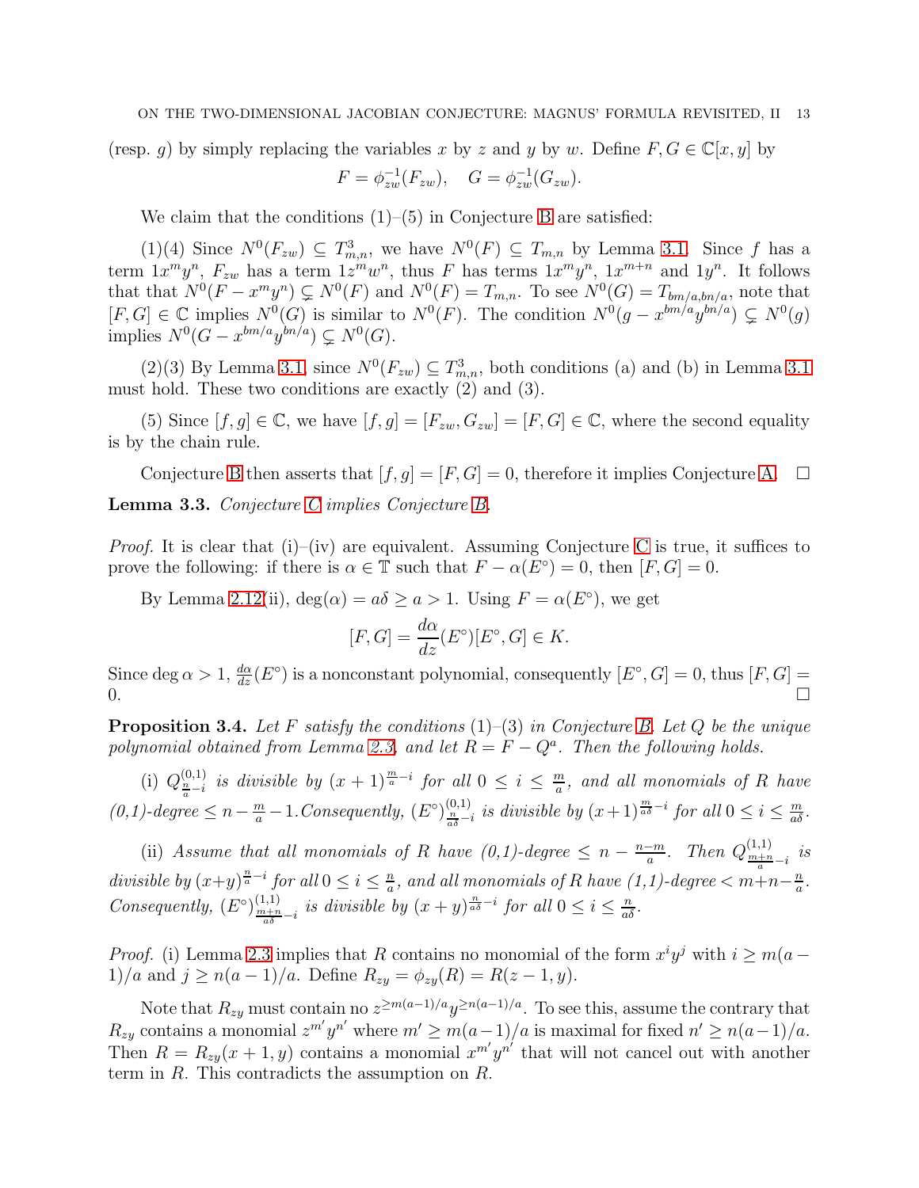(resp. $g$) by simply replacing the variables $x$ by $z$ and $y$ by $w$. Define $F, G \in \mathbb{C}[x,y]$ by

$$F = \phi_{zw}^{-1}(F_{zw}), \quad G = \phi_{zw}^{-1}(G_{zw}).$$

We claim that the conditions (1)–(5) in Conjecture B are satisfied:

(1)(4) Since $N^0(F_{zw}) \subseteq T^3_{m,n}$, we have $N^0(F) \subseteq T_{m,n}$ by Lemma 3.1. Since $f$ has a term $1x^m y^n$, $F_{zw}$ has a term $1z^m w^n$, thus $F$ has terms $1x^m y^n$, $1x^{m+n}$ and $1y^n$. It follows that that $N^0(F - x^m y^n) \subsetneq N^0(F)$ and $N^0(F) = T_{m,n}$. To see $N^0(G) = T_{bm/a, bn/a}$, note that $[F,G] \in \mathbb{C}$ implies $N^0(G)$ is similar to $N^0(F)$. The condition $N^0(g - x^{bm/a} y^{bn/a}) \subsetneq N^0(g)$ implies $N^0(G - x^{bm/a} y^{bn/a}) \subsetneq N^0(G)$.

(2)(3) By Lemma 3.1, since $N^0(F_{zw}) \subseteq T^3_{m,n}$, both conditions (a) and (b) in Lemma 3.1 must hold. These two conditions are exactly (2) and (3).

(5) Since $[f,g] \in \mathbb{C}$, we have $[f,g] = [F_{zw}, G_{zw}] = [F,G] \in \mathbb{C}$, where the second equality is by the chain rule.

Conjecture B then asserts that $[f,g] = [F,G] = 0$, therefore it implies Conjecture A. $\square$

**Lemma 3.3.** *Conjecture C implies Conjecture B.*

*Proof.* It is clear that (i)–(iv) are equivalent. Assuming Conjecture C is true, it suffices to prove the following: if there is $\alpha \in \mathbb{T}$ such that $F - \alpha(E^\circ) = 0$, then $[F,G] = 0$.

By Lemma 2.12(ii), $\deg(\alpha) = a\delta \geq a > 1$. Using $F = \alpha(E^\circ)$, we get

$$[F,G] = \frac{d\alpha}{dz}(E^\circ)[E^\circ, G] \in K.$$

Since $\deg \alpha > 1$, $\frac{d\alpha}{dz}(E^\circ)$ is a nonconstant polynomial, consequently $[E^\circ, G] = 0$, thus $[F,G] = 0$. $\square$

**Proposition 3.4.** *Let $F$ satisfy the conditions (1)–(3) in Conjecture B. Let $Q$ be the unique polynomial obtained from Lemma 2.3, and let $R = F - Q^a$. Then the following holds.*

(i) *$Q^{(0,1)}_{\frac{n}{a}-i}$ is divisible by $(x+1)^{\frac{m}{a}-i}$ for all $0 \leq i \leq \frac{m}{a}$, and all monomials of $R$ have (0,1)-degree $\leq n - \frac{m}{a} - 1$. Consequently, $(E^\circ)^{(0,1)}_{\frac{n}{a\delta}-i}$ is divisible by $(x+1)^{\frac{m}{a\delta}-i}$ for all $0 \leq i \leq \frac{m}{a\delta}$.*

(ii) *Assume that all monomials of $R$ have (0,1)-degree $\leq n - \frac{n-m}{a}$. Then $Q^{(1,1)}_{\frac{m+n}{a}-i}$ is divisible by $(x+y)^{\frac{n}{a}-i}$ for all $0 \leq i \leq \frac{n}{a}$, and all monomials of $R$ have (1,1)-degree $< m+n-\frac{n}{a}$. Consequently, $(E^\circ)^{(1,1)}_{\frac{m+n}{a\delta}-i}$ is divisible by $(x+y)^{\frac{n}{a\delta}-i}$ for all $0 \leq i \leq \frac{n}{a\delta}$.*

*Proof.* (i) Lemma 2.3 implies that $R$ contains no monomial of the form $x^i y^j$ with $i \geq m(a-1)/a$ and $j \geq n(a-1)/a$. Define $R_{zy} = \phi_{zy}(R) = R(z-1, y)$.

Note that $R_{zy}$ must contain no $z^{\geq m(a-1)/a} y^{\geq n(a-1)/a}$. To see this, assume the contrary that $R_{zy}$ contains a monomial $z^{m'} y^{n'}$ where $m' \geq m(a-1)/a$ is maximal for fixed $n' \geq n(a-1)/a$. Then $R = R_{zy}(x+1, y)$ contains a monomial $x^{m'} y^{n'}$ that will not cancel out with another term in $R$. This contradicts the assumption on $R$.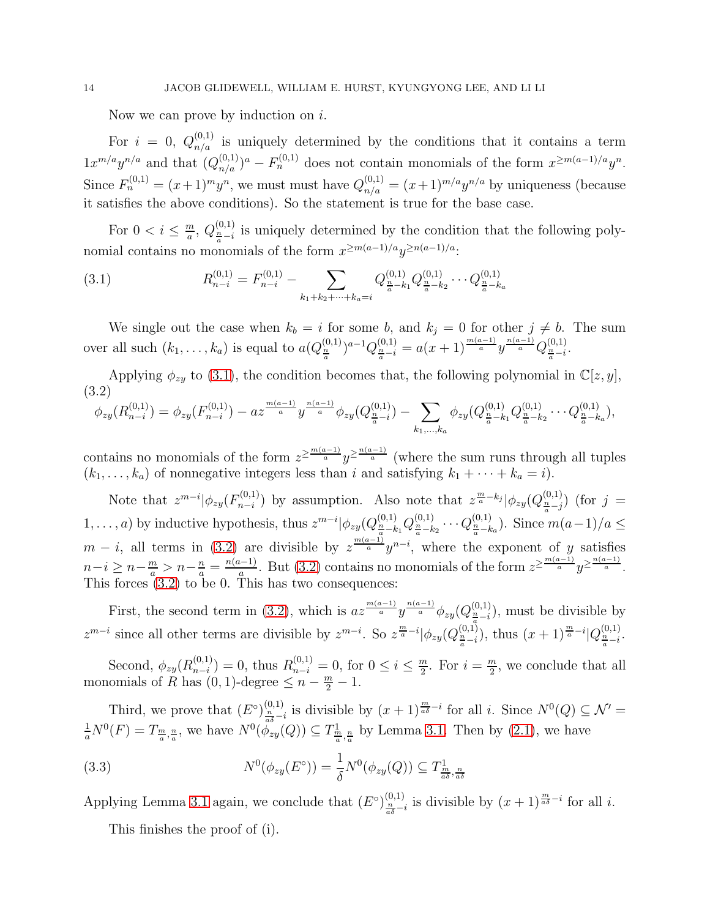Now we can prove by induction on $i$.

For $i = 0$, $Q^{(0,1)}_{n/a}$ is uniquely determined by the conditions that it contains a term $1x^{m/a}y^{n/a}$ and that $(Q^{(0,1)}_{n/a})^a - F^{(0,1)}_n$ does not contain monomials of the form $x^{\geq m(a-1)/a}y^n$. Since $F^{(0,1)}_n = (x+1)^m y^n$, we must must have $Q^{(0,1)}_{n/a} = (x+1)^{m/a}y^{n/a}$ by uniqueness (because it satisfies the above conditions). So the statement is true for the base case.

For $0 < i \leq \frac{m}{a}$, $Q^{(0,1)}_{\frac{n}{a}-i}$ is uniquely determined by the condition that the following polynomial contains no monomials of the form $x^{\geq m(a-1)/a}y^{\geq n(a-1)/a}$:

$$R^{(0,1)}_{n-i} = F^{(0,1)}_{n-i} - \sum_{k_1+k_2+\cdots+k_a=i} Q^{(0,1)}_{\frac{n}{a}-k_1} Q^{(0,1)}_{\frac{n}{a}-k_2} \cdots Q^{(0,1)}_{\frac{n}{a}-k_a} \tag{3.1}$$

We single out the case when $k_b = i$ for some $b$, and $k_j = 0$ for other $j \neq b$. The sum over all such $(k_1, \ldots, k_a)$ is equal to $a(Q^{(0,1)}_{\frac{n}{a}})^{a-1} Q^{(0,1)}_{\frac{n}{a}-i} = a(x+1)^{\frac{m(a-1)}{a}} y^{\frac{n(a-1)}{a}} Q^{(0,1)}_{\frac{n}{a}-i}$.

Applying $\phi_{zy}$ to (3.1), the condition becomes that, the following polynomial in $\mathbb{C}[z,y]$,

$$\phi_{zy}(R^{(0,1)}_{n-i}) = \phi_{zy}(F^{(0,1)}_{n-i}) - az^{\frac{m(a-1)}{a}} y^{\frac{n(a-1)}{a}} \phi_{zy}(Q^{(0,1)}_{\frac{n}{a}-i}) - \sum_{k_1,\ldots,k_a} \phi_{zy}(Q^{(0,1)}_{\frac{n}{a}-k_1} Q^{(0,1)}_{\frac{n}{a}-k_2} \cdots Q^{(0,1)}_{\frac{n}{a}-k_a}), \tag{3.2}$$

contains no monomials of the form $z^{\geq \frac{m(a-1)}{a}} y^{\geq \frac{n(a-1)}{a}}$ (where the sum runs through all tuples $(k_1, \ldots, k_a)$ of nonnegative integers less than $i$ and satisfying $k_1 + \cdots + k_a = i$).

Note that $z^{m-i} | \phi_{zy}(F^{(0,1)}_{n-i})$ by assumption. Also note that $z^{\frac{m}{a}-k_j} | \phi_{zy}(Q^{(0,1)}_{\frac{n}{a}-j})$ (for $j = 1, \ldots, a$) by inductive hypothesis, thus $z^{m-i} | \phi_{zy}(Q^{(0,1)}_{\frac{n}{a}-k_1} Q^{(0,1)}_{\frac{n}{a}-k_2} \cdots Q^{(0,1)}_{\frac{n}{a}-k_a})$. Since $m(a-1)/a \leq m - i$, all terms in (3.2) are divisible by $z^{\frac{m(a-1)}{a}} y^{n-i}$, where the exponent of $y$ satisfies $n - i \geq n - \frac{m}{a} > n - \frac{n}{a} = \frac{n(a-1)}{a}$. But (3.2) contains no monomials of the form $z^{\geq \frac{m(a-1)}{a}} y^{\geq \frac{n(a-1)}{a}}$. This forces (3.2) to be 0. This has two consequences:

First, the second term in (3.2), which is $az^{\frac{m(a-1)}{a}} y^{\frac{n(a-1)}{a}} \phi_{zy}(Q^{(0,1)}_{\frac{n}{a}-i})$, must be divisible by $z^{m-i}$ since all other terms are divisible by $z^{m-i}$. So $z^{\frac{m}{a}-i} | \phi_{zy}(Q^{(0,1)}_{\frac{n}{a}-i})$, thus $(x+1)^{\frac{m}{a}-i} | Q^{(0,1)}_{\frac{n}{a}-i}$.

Second, $\phi_{zy}(R^{(0,1)}_{n-i}) = 0$, thus $R^{(0,1)}_{n-i} = 0$, for $0 \leq i \leq \frac{m}{2}$. For $i = \frac{m}{2}$, we conclude that all monomials of $R$ has $(0,1)$-degree $\leq n - \frac{m}{2} - 1$.

Third, we prove that $(E^\circ)^{(0,1)}_{\frac{n}{a\delta}-i}$ is divisible by $(x+1)^{\frac{m}{a\delta}-i}$ for all $i$. Since $N^0(Q) \subseteq \mathcal{N}' = \frac{1}{a}N^0(F) = T_{\frac{m}{a},\frac{n}{a}}$, we have $N^0(\phi_{zy}(Q)) \subseteq T^1_{\frac{m}{a},\frac{n}{a}}$ by Lemma 3.1. Then by (2.1), we have

$$N^0(\phi_{zy}(E^\circ)) = \frac{1}{\delta} N^0(\phi_{zy}(Q)) \subseteq T^1_{\frac{m}{a\delta},\frac{n}{a\delta}} \tag{3.3}$$

Applying Lemma 3.1 again, we conclude that $(E^\circ)^{(0,1)}_{\frac{n}{a\delta}-i}$ is divisible by $(x+1)^{\frac{m}{a\delta}-i}$ for all $i$.

This finishes the proof of (i).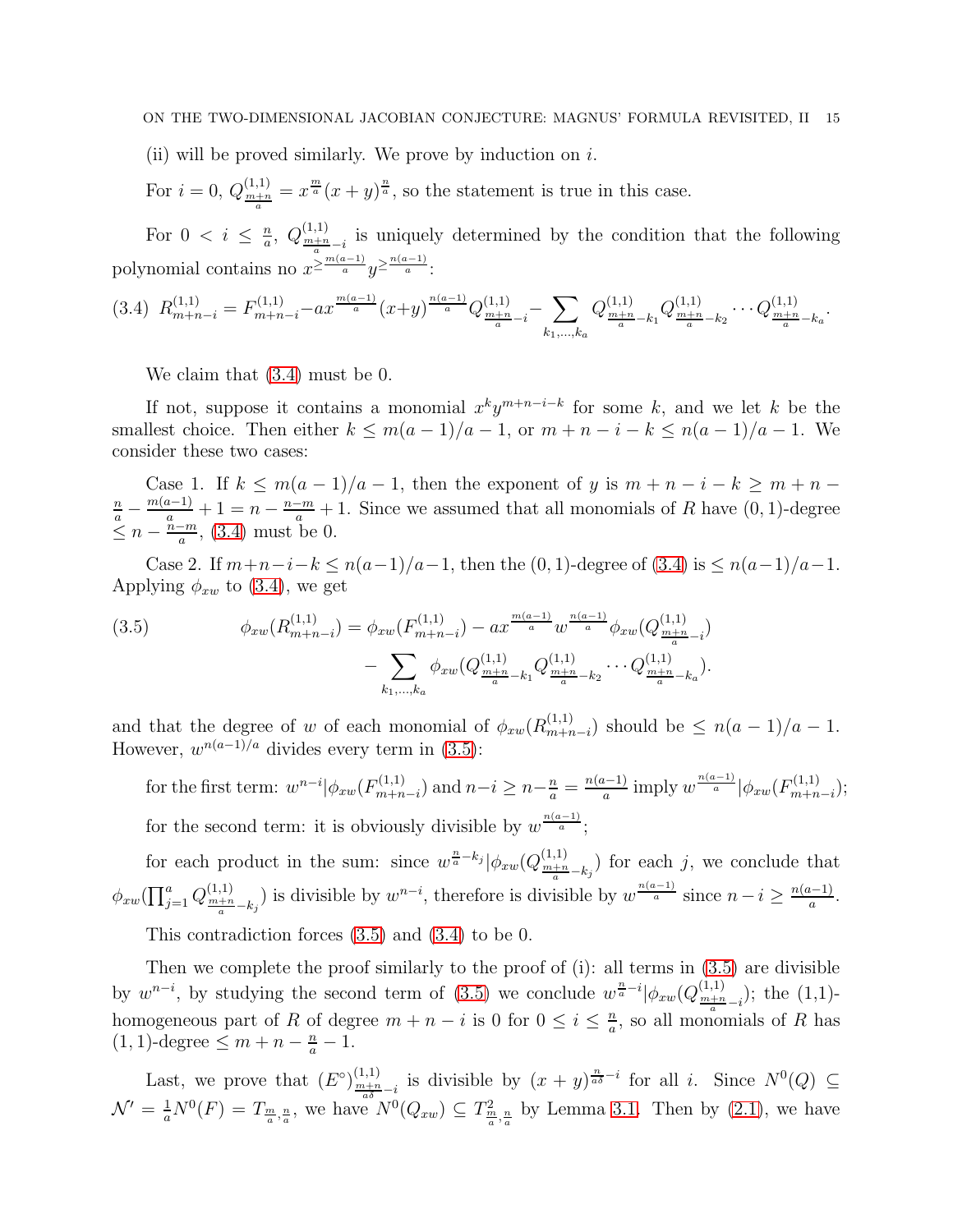(ii) will be proved similarly. We prove by induction on $i$.

For $i = 0$, $Q^{(1,1)}_{\frac{m+n}{a}} = x^{\frac{m}{a}}(x+y)^{\frac{n}{a}}$, so the statement is true in this case.

For $0 < i \leq \frac{n}{a}$, $Q^{(1,1)}_{\frac{m+n}{a}-i}$ is uniquely determined by the condition that the following polynomial contains no $x^{\geq \frac{m(a-1)}{a}} y^{\geq \frac{n(a-1)}{a}}$:

$$R^{(1,1)}_{m+n-i} = F^{(1,1)}_{m+n-i} - a x^{\frac{m(a-1)}{a}} (x+y)^{\frac{n(a-1)}{a}} Q^{(1,1)}_{\frac{m+n}{a}-i} - \sum_{k_1,\ldots,k_a} Q^{(1,1)}_{\frac{m+n}{a}-k_1} Q^{(1,1)}_{\frac{m+n}{a}-k_2} \cdots Q^{(1,1)}_{\frac{m+n}{a}-k_a}. \tag{3.4}$$

We claim that (3.4) must be 0.

If not, suppose it contains a monomial $x^k y^{m+n-i-k}$ for some $k$, and we let $k$ be the smallest choice. Then either $k \leq m(a-1)/a - 1$, or $m+n-i-k \leq n(a-1)/a - 1$. We consider these two cases:

Case 1. If $k \leq m(a-1)/a - 1$, then the exponent of $y$ is $m+n-i-k \geq m+n-\frac{n}{a} - \frac{m(a-1)}{a} + 1 = n - \frac{n-m}{a} + 1$. Since we assumed that all monomials of $R$ have $(0,1)$-degree $\leq n - \frac{n-m}{a}$, (3.4) must be 0.

Case 2. If $m+n-i-k \leq n(a-1)/a - 1$, then the $(0,1)$-degree of (3.4) is $\leq n(a-1)/a - 1$. Applying $\phi_{xw}$ to (3.4), we get

$$\begin{aligned}
\phi_{xw}(R^{(1,1)}_{m+n-i}) = \phi_{xw}(F^{(1,1)}_{m+n-i}) - a x^{\frac{m(a-1)}{a}} w^{\frac{n(a-1)}{a}} \phi_{xw}(Q^{(1,1)}_{\frac{m+n}{a}-i}) \\
- \sum_{k_1,\ldots,k_a} \phi_{xw}(Q^{(1,1)}_{\frac{m+n}{a}-k_1} Q^{(1,1)}_{\frac{m+n}{a}-k_2} \cdots Q^{(1,1)}_{\frac{m+n}{a}-k_a}).
\end{aligned} \tag{3.5}$$

and that the degree of $w$ of each monomial of $\phi_{xw}(R^{(1,1)}_{m+n-i})$ should be $\leq n(a-1)/a - 1$. However, $w^{n(a-1)/a}$ divides every term in (3.5):

for the first term: $w^{n-i} | \phi_{xw}(F^{(1,1)}_{m+n-i})$ and $n - i \geq n - \frac{n}{a} = \frac{n(a-1)}{a}$ imply $w^{\frac{n(a-1)}{a}} | \phi_{xw}(F^{(1,1)}_{m+n-i})$;

for the second term: it is obviously divisible by $w^{\frac{n(a-1)}{a}}$;

for each product in the sum: since $w^{\frac{n}{a}-k_j} | \phi_{xw}(Q^{(1,1)}_{\frac{m+n}{a}-k_j})$ for each $j$, we conclude that $\phi_{xw}(\prod_{j=1}^{a} Q^{(1,1)}_{\frac{m+n}{a}-k_j})$ is divisible by $w^{n-i}$, therefore is divisible by $w^{\frac{n(a-1)}{a}}$ since $n - i \geq \frac{n(a-1)}{a}$.

This contradiction forces (3.5) and (3.4) to be 0.

Then we complete the proof similarly to the proof of (i): all terms in (3.5) are divisible by $w^{n-i}$, by studying the second term of (3.5) we conclude $w^{\frac{n}{a}-i} | \phi_{xw}(Q^{(1,1)}_{\frac{m+n}{a}-i})$; the (1,1)-homogeneous part of $R$ of degree $m+n-i$ is 0 for $0 \leq i \leq \frac{n}{a}$, so all monomials of $R$ has $(1,1)$-degree $\leq m + n - \frac{n}{a} - 1$.

Last, we prove that $(E^{\circ})^{(1,1)}_{\frac{m+n}{a\delta}-i}$ is divisible by $(x+y)^{\frac{n}{a\delta}-i}$ for all $i$. Since $N^0(Q) \subseteq \mathcal{N}' = \frac{1}{a} N^0(F) = T_{\frac{m}{a},\frac{n}{a}}$, we have $N^0(Q_{xw}) \subseteq T^2_{\frac{m}{a},\frac{n}{a}}$ by Lemma 3.1. Then by (2.1), we have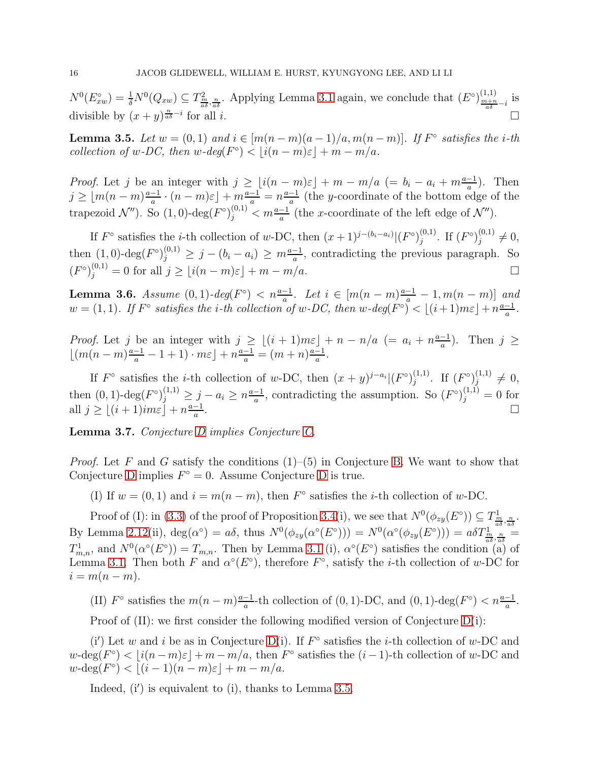$N^0(E^\circ_{xw}) = \frac{1}{\delta}N^0(Q_{xw}) \subseteq T^2_{\frac{m}{a\delta},\frac{n}{a\delta}}$. Applying Lemma 3.1 again, we conclude that $(E^\circ)^{(1,1)}_{\frac{m+n}{a\delta}-i}$ is divisible by $(x+y)^{\frac{n}{a\delta}-i}$ for all $i$. $\square$

**Lemma 3.5.** *Let $w = (0,1)$ and $i \in [m(n-m)(a-1)/a, m(n-m)]$. If $F^\circ$ satisfies the $i$-th collection of $w$-DC, then $w$-deg$(F^\circ) < \lfloor i(n-m)\varepsilon \rfloor + m - m/a$.*

*Proof.* Let $j$ be an integer with $j \geq \lfloor i(n-m)\varepsilon \rfloor + m - m/a$ $(= b_i - a_i + m\frac{a-1}{a})$. Then $j \geq \lfloor m(n-m)\frac{a-1}{a} \cdot (n-m)\varepsilon \rfloor + m\frac{a-1}{a} = n\frac{a-1}{a}$ (the $y$-coordinate of the bottom edge of the trapezoid $\mathcal{N}''$). So $(1,0)$-deg$(F^\circ)^{(0,1)}_j < m\frac{a-1}{a}$ (the $x$-coordinate of the left edge of $\mathcal{N}''$).

If $F^\circ$ satisfies the $i$-th collection of $w$-DC, then $(x+1)^{j-(b_i-a_i)} | (F^\circ)^{(0,1)}_j$. If $(F^\circ)^{(0,1)}_j \neq 0$, then $(1,0)$-deg$(F^\circ)^{(0,1)}_j \geq j - (b_i - a_i) \geq m\frac{a-1}{a}$, contradicting the previous paragraph. So $(F^\circ)^{(0,1)}_j = 0$ for all $j \geq \lfloor i(n-m)\varepsilon \rfloor + m - m/a$. $\square$

**Lemma 3.6.** *Assume $(0,1)$-deg$(F^\circ) < n\frac{a-1}{a}$. Let $i \in [m(n-m)\frac{a-1}{a} - 1, m(n-m)]$ and $w = (1,1)$. If $F^\circ$ satisfies the $i$-th collection of $w$-DC, then $w$-deg$(F^\circ) < \lfloor (i+1)m\varepsilon \rfloor + n\frac{a-1}{a}$.*

*Proof.* Let $j$ be an integer with $j \geq \lfloor (i+1)m\varepsilon \rfloor + n - n/a$ $(= a_i + n\frac{a-1}{a})$. Then $j \geq \lfloor (m(n-m)\frac{a-1}{a} - 1 + 1) \cdot m\varepsilon \rfloor + n\frac{a-1}{a} = (m+n)\frac{a-1}{a}$.

If $F^\circ$ satisfies the $i$-th collection of $w$-DC, then $(x+y)^{j-a_i} | (F^\circ)^{(1,1)}_j$. If $(F^\circ)^{(1,1)}_j \neq 0$, then $(0,1)$-deg$(F^\circ)^{(1,1)}_j \geq j - a_i \geq n\frac{a-1}{a}$, contradicting the assumption. So $(F^\circ)^{(1,1)}_j = 0$ for all $j \geq \lfloor (i+1)im\varepsilon \rfloor + n\frac{a-1}{a}$. $\square$

**Lemma 3.7.** *Conjecture D implies Conjecture C.*

*Proof.* Let $F$ and $G$ satisfy the conditions (1)–(5) in Conjecture B. We want to show that Conjecture D implies $F^\circ = 0$. Assume Conjecture D is true.

(I) If $w = (0,1)$ and $i = m(n-m)$, then $F^\circ$ satisfies the $i$-th collection of $w$-DC.

Proof of (I): in (3.3) of the proof of Proposition 3.4(i), we see that $N^0(\phi_{zy}(E^\circ)) \subseteq T^1_{\frac{m}{a\delta},\frac{n}{a\delta}}$. By Lemma 2.12(ii), $\deg(\alpha^\circ) = a\delta$, thus $N^0(\phi_{zy}(\alpha^\circ(E^\circ))) = N^0(\alpha^\circ(\phi_{zy}(E^\circ))) = a\delta T^1_{\frac{m}{a\delta},\frac{n}{a\delta}} = T^1_{m,n}$, and $N^0(\alpha^\circ(E^\circ)) = T_{m,n}$. Then by Lemma 3.1 (i), $\alpha^\circ(E^\circ)$ satisfies the condition (a) of Lemma 3.1. Then both $F$ and $\alpha^\circ(E^\circ)$, therefore $F^\circ$, satisfy the $i$-th collection of $w$-DC for $i = m(n-m)$.

(II) $F^\circ$ satisfies the $m(n-m)\frac{a-1}{a}$-th collection of $(0,1)$-DC, and $(0,1)$-deg$(F^\circ) < n\frac{a-1}{a}$.

Proof of (II): we first consider the following modified version of Conjecture D(i):

(i′) Let $w$ and $i$ be as in Conjecture D(i). If $F^\circ$ satisfies the $i$-th collection of $w$-DC and $w$-deg$(F^\circ) < \lfloor i(n-m)\varepsilon \rfloor + m - m/a$, then $F^\circ$ satisfies the $(i-1)$-th collection of $w$-DC and $w$-deg$(F^\circ) < \lfloor (i-1)(n-m)\varepsilon \rfloor + m - m/a$.

Indeed, (i′) is equivalent to (i), thanks to Lemma 3.5.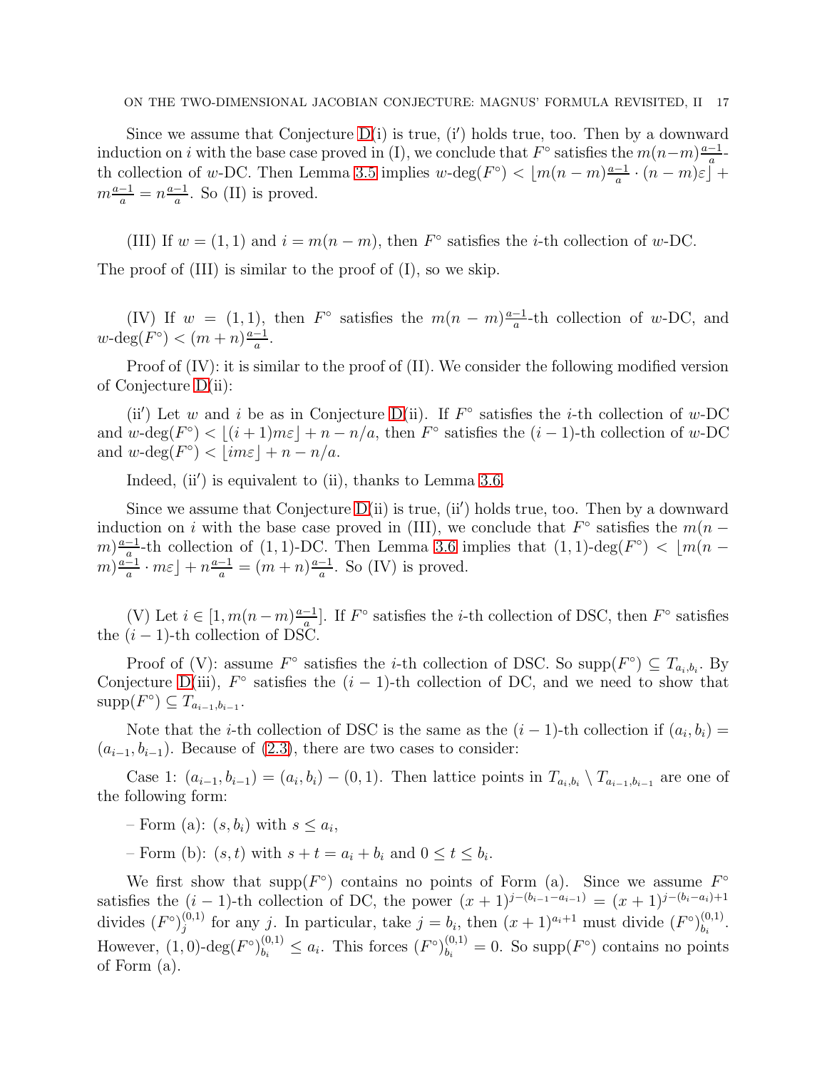Since we assume that Conjecture D(i) is true, (i′) holds true, too. Then by a downward induction on $i$ with the base case proved in (I), we conclude that $F^\circ$ satisfies the $m(n-m)\frac{a-1}{a}$-th collection of $w$-DC. Then Lemma 3.5 implies $w\text{-deg}(F^\circ) < \lfloor m(n-m)\frac{a-1}{a} \cdot (n-m)\varepsilon \rfloor + m\frac{a-1}{a} = n\frac{a-1}{a}$. So (II) is proved.

(III) If $w = (1,1)$ and $i = m(n-m)$, then $F^\circ$ satisfies the $i$-th collection of $w$-DC.

The proof of (III) is similar to the proof of (I), so we skip.

(IV) If $w = (1,1)$, then $F^\circ$ satisfies the $m(n-m)\frac{a-1}{a}$-th collection of $w$-DC, and $w\text{-deg}(F^\circ) < (m+n)\frac{a-1}{a}$.

Proof of (IV): it is similar to the proof of (II). We consider the following modified version of Conjecture D(ii):

(ii′) Let $w$ and $i$ be as in Conjecture D(ii). If $F^\circ$ satisfies the $i$-th collection of $w$-DC and $w\text{-deg}(F^\circ) < \lfloor (i+1)m\varepsilon \rfloor + n - n/a$, then $F^\circ$ satisfies the $(i-1)$-th collection of $w$-DC and $w\text{-deg}(F^\circ) < \lfloor im\varepsilon \rfloor + n - n/a$.

Indeed, (ii′) is equivalent to (ii), thanks to Lemma 3.6.

Since we assume that Conjecture D(ii) is true, (ii′) holds true, too. Then by a downward induction on $i$ with the base case proved in (III), we conclude that $F^\circ$ satisfies the $m(n-m)\frac{a-1}{a}$-th collection of $(1,1)$-DC. Then Lemma 3.6 implies that $(1,1)\text{-deg}(F^\circ) < \lfloor m(n-m)\frac{a-1}{a} \cdot m\varepsilon \rfloor + n\frac{a-1}{a} = (m+n)\frac{a-1}{a}$. So (IV) is proved.

(V) Let $i \in [1, m(n-m)\frac{a-1}{a}]$. If $F^\circ$ satisfies the $i$-th collection of DSC, then $F^\circ$ satisfies the $(i-1)$-th collection of DSC.

Proof of (V): assume $F^\circ$ satisfies the $i$-th collection of DSC. So $\text{supp}(F^\circ) \subseteq T_{a_i,b_i}$. By Conjecture D(iii), $F^\circ$ satisfies the $(i-1)$-th collection of DC, and we need to show that $\text{supp}(F^\circ) \subseteq T_{a_{i-1},b_{i-1}}$.

Note that the $i$-th collection of DSC is the same as the $(i-1)$-th collection if $(a_i, b_i) = (a_{i-1}, b_{i-1})$. Because of (2.3), there are two cases to consider:

Case 1: $(a_{i-1}, b_{i-1}) = (a_i, b_i) - (0,1)$. Then lattice points in $T_{a_i,b_i} \setminus T_{a_{i-1},b_{i-1}}$ are one of the following form:

– Form (a): $(s, b_i)$ with $s \le a_i$,

– Form (b): $(s,t)$ with $s + t = a_i + b_i$ and $0 \le t \le b_i$.

We first show that $\text{supp}(F^\circ)$ contains no points of Form (a). Since we assume $F^\circ$ satisfies the $(i-1)$-th collection of DC, the power $(x+1)^{j-(b_{i-1}-a_{i-1})} = (x+1)^{j-(b_i-a_i)+1}$ divides $(F^\circ)^{(0,1)}_j$ for any $j$. In particular, take $j = b_i$, then $(x+1)^{a_i+1}$ must divide $(F^\circ)^{(0,1)}_{b_i}$. However, $(1,0)\text{-deg}(F^\circ)^{(0,1)}_{b_i} \le a_i$. This forces $(F^\circ)^{(0,1)}_{b_i} = 0$. So $\text{supp}(F^\circ)$ contains no points of Form (a).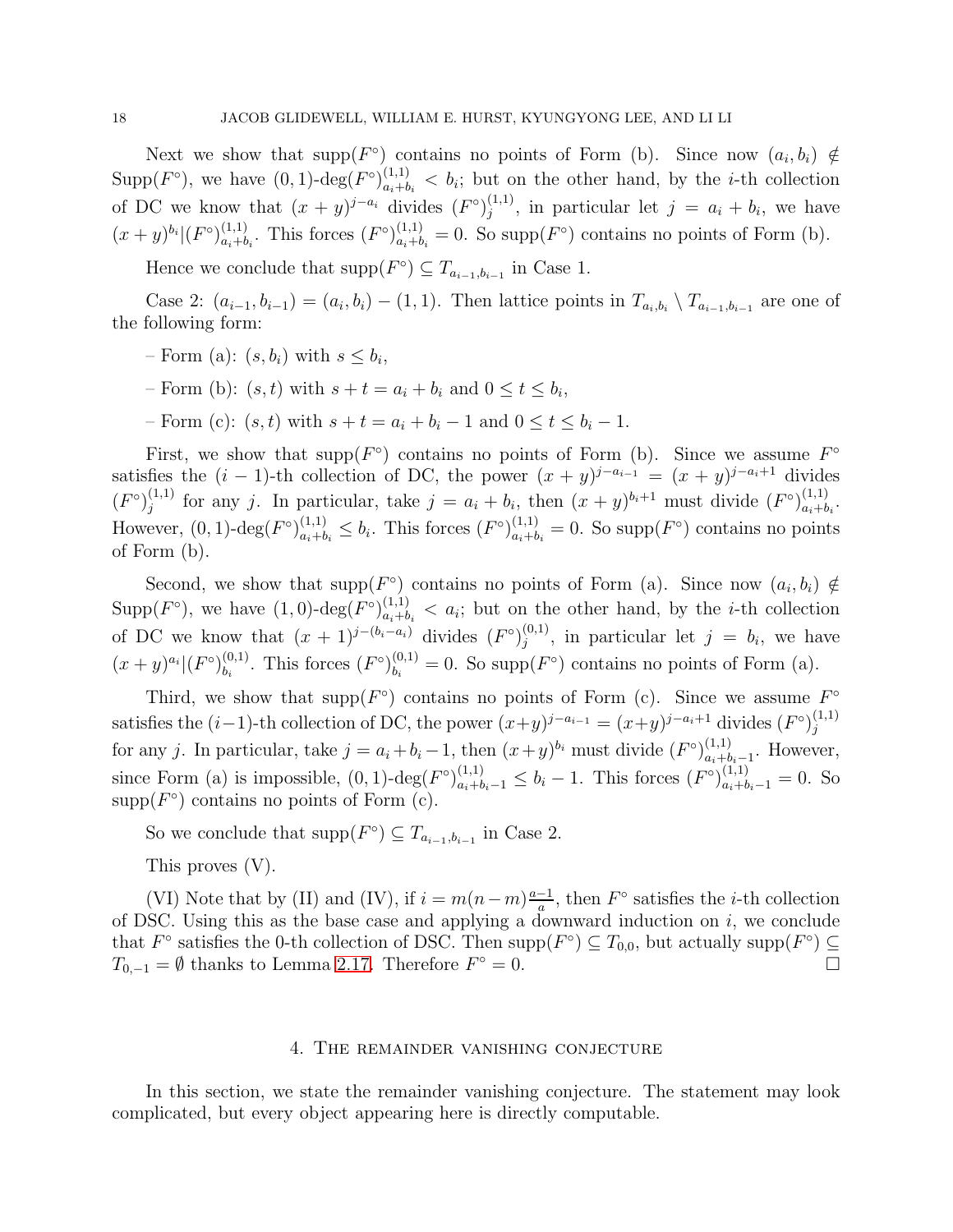Next we show that $\text{supp}(F^\circ)$ contains no points of Form (b). Since now $(a_i, b_i) \notin \text{Supp}(F^\circ)$, we have $(0,1)\text{-deg}(F^\circ)^{(1,1)}_{a_i+b_i} < b_i$; but on the other hand, by the $i$-th collection of DC we know that $(x+y)^{j-a_i}$ divides $(F^\circ)^{(1,1)}_j$, in particular let $j = a_i + b_i$, we have $(x+y)^{b_i} | (F^\circ)^{(1,1)}_{a_i+b_i}$. This forces $(F^\circ)^{(1,1)}_{a_i+b_i} = 0$. So $\text{supp}(F^\circ)$ contains no points of Form (b).

Hence we conclude that $\text{supp}(F^\circ) \subseteq T_{a_{i-1}, b_{i-1}}$ in Case 1.

Case 2: $(a_{i-1}, b_{i-1}) = (a_i, b_i) - (1,1)$. Then lattice points in $T_{a_i,b_i} \setminus T_{a_{i-1},b_{i-1}}$ are one of the following form:

– Form (a): $(s, b_i)$ with $s \leq b_i$,

– Form (b): $(s,t)$ with $s + t = a_i + b_i$ and $0 \leq t \leq b_i$,

– Form (c): $(s,t)$ with $s + t = a_i + b_i - 1$ and $0 \leq t \leq b_i - 1$.

First, we show that $\text{supp}(F^\circ)$ contains no points of Form (b). Since we assume $F^\circ$ satisfies the $(i-1)$-th collection of DC, the power $(x+y)^{j-a_{i-1}} = (x+y)^{j-a_i+1}$ divides $(F^\circ)^{(1,1)}_j$ for any $j$. In particular, take $j = a_i + b_i$, then $(x+y)^{b_i+1}$ must divide $(F^\circ)^{(1,1)}_{a_i+b_i}$. However, $(0,1)\text{-deg}(F^\circ)^{(1,1)}_{a_i+b_i} \leq b_i$. This forces $(F^\circ)^{(1,1)}_{a_i+b_i} = 0$. So $\text{supp}(F^\circ)$ contains no points of Form (b).

Second, we show that $\text{supp}(F^\circ)$ contains no points of Form (a). Since now $(a_i, b_i) \notin \text{Supp}(F^\circ)$, we have $(1,0)\text{-deg}(F^\circ)^{(1,1)}_{a_i+b_i} < a_i$; but on the other hand, by the $i$-th collection of DC we know that $(x+1)^{j-(b_i-a_i)}$ divides $(F^\circ)^{(0,1)}_j$, in particular let $j = b_i$, we have $(x+y)^{a_i} | (F^\circ)^{(0,1)}_{b_i}$. This forces $(F^\circ)^{(0,1)}_{b_i} = 0$. So $\text{supp}(F^\circ)$ contains no points of Form (a).

Third, we show that $\text{supp}(F^\circ)$ contains no points of Form (c). Since we assume $F^\circ$ satisfies the $(i-1)$-th collection of DC, the power $(x+y)^{j-a_{i-1}} = (x+y)^{j-a_i+1}$ divides $(F^\circ)^{(1,1)}_j$ for any $j$. In particular, take $j = a_i + b_i - 1$, then $(x+y)^{b_i}$ must divide $(F^\circ)^{(1,1)}_{a_i+b_i-1}$. However, since Form (a) is impossible, $(0,1)\text{-deg}(F^\circ)^{(1,1)}_{a_i+b_i-1} \leq b_i - 1$. This forces $(F^\circ)^{(1,1)}_{a_i+b_i-1} = 0$. So $\text{supp}(F^\circ)$ contains no points of Form (c).

So we conclude that $\text{supp}(F^\circ) \subseteq T_{a_{i-1}, b_{i-1}}$ in Case 2.

This proves (V).

(VI) Note that by (II) and (IV), if $i = m(n-m)\frac{a-1}{a}$, then $F^\circ$ satisfies the $i$-th collection of DSC. Using this as the base case and applying a downward induction on $i$, we conclude that $F^\circ$ satisfies the 0-th collection of DSC. Then $\text{supp}(F^\circ) \subseteq T_{0,0}$, but actually $\text{supp}(F^\circ) \subseteq T_{0,-1} = \emptyset$ thanks to Lemma 2.17. Therefore $F^\circ = 0$. □

## 4. The remainder vanishing conjecture

In this section, we state the remainder vanishing conjecture. The statement may look complicated, but every object appearing here is directly computable.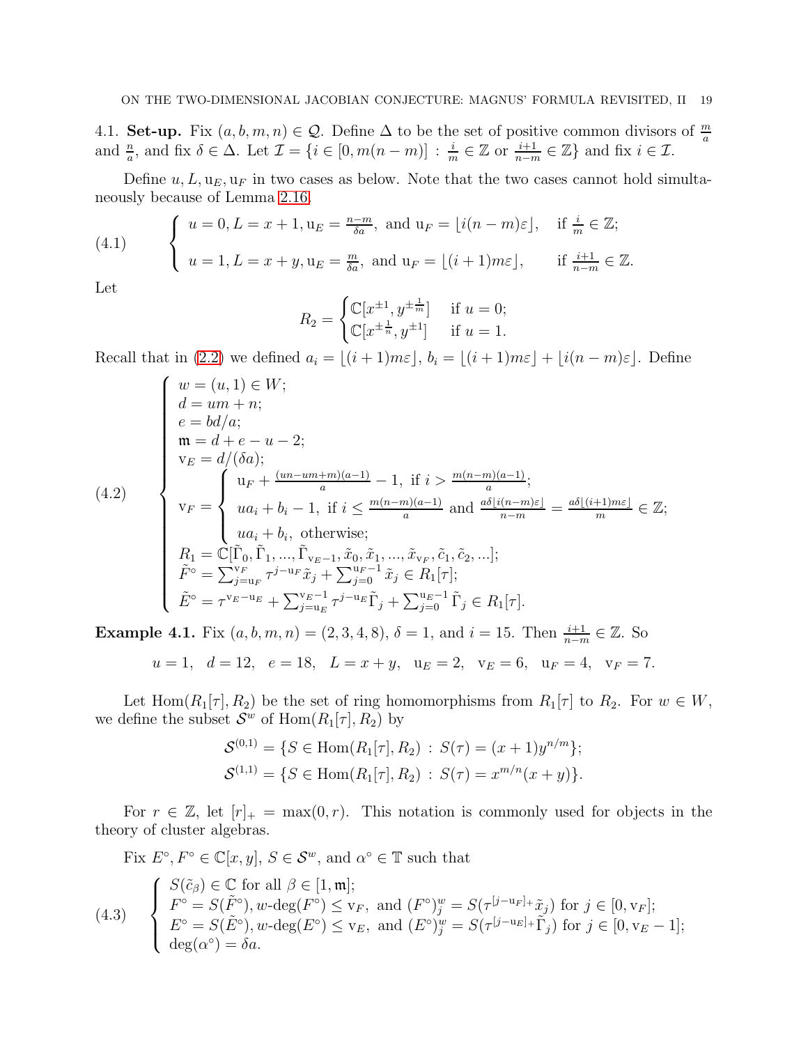4.1. **Set-up.** Fix $(a,b,m,n) \in \mathcal{Q}$. Define $\Delta$ to be the set of positive common divisors of $\frac{m}{a}$ and $\frac{n}{a}$, and fix $\delta \in \Delta$. Let $\mathcal{I} = \{i \in [0, m(n-m)] \,:\, \frac{i}{m} \in \mathbb{Z} \text{ or } \frac{i+1}{n-m} \in \mathbb{Z}\}$ and fix $i \in \mathcal{I}$.

Define $u, L, \mathrm{u}_E, \mathrm{u}_F$ in two cases as below. Note that the two cases cannot hold simultaneously because of Lemma 2.16.

$$
\begin{cases} u = 0, L = x+1, \mathrm{u}_E = \frac{n-m}{\delta a}, \text{ and } \mathrm{u}_F = \lfloor i(n-m)\varepsilon \rfloor, & \text{if } \frac{i}{m} \in \mathbb{Z}; \\ u = 1, L = x+y, \mathrm{u}_E = \frac{m}{\delta a}, \text{ and } \mathrm{u}_F = \lfloor (i+1)m\varepsilon \rfloor, & \text{if } \frac{i+1}{n-m} \in \mathbb{Z}. \end{cases} \tag{4.1}
$$

Let

$$
R_2 = \begin{cases} \mathbb{C}[x^{\pm 1}, y^{\pm \frac{1}{m}}] & \text{if } u = 0; \\ \mathbb{C}[x^{\pm \frac{1}{n}}, y^{\pm 1}] & \text{if } u = 1. \end{cases}
$$

Recall that in (2.2) we defined $a_i = \lfloor (i+1)m\varepsilon \rfloor$, $b_i = \lfloor (i+1)m\varepsilon \rfloor + \lfloor i(n-m)\varepsilon \rfloor$. Define

$$
\begin{cases}
w = (u,1) \in W; \\
d = um + n; \\
e = bd/a; \\
\mathfrak{m} = d + e - u - 2; \\
\mathrm{v}_E = d/(\delta a); \\
\mathrm{v}_F = \begin{cases} \mathrm{u}_F + \frac{(un-um+m)(a-1)}{a} - 1, \text{ if } i > \frac{m(n-m)(a-1)}{a}; \\ ua_i + b_i - 1, \text{ if } i \le \frac{m(n-m)(a-1)}{a} \text{ and } \frac{a\delta \lfloor i(n-m)\varepsilon \rfloor}{n-m} = \frac{a\delta \lfloor (i+1)m\varepsilon \rfloor}{m} \in \mathbb{Z}; \\ ua_i + b_i, \text{ otherwise}; \end{cases} \\
R_1 = \mathbb{C}[\tilde{\Gamma}_0, \tilde{\Gamma}_1, \ldots, \tilde{\Gamma}_{\mathrm{v}_E - 1}, \tilde{x}_0, \tilde{x}_1, \ldots, \tilde{x}_{\mathrm{v}_F}, \tilde{c}_1, \tilde{c}_2, \ldots]; \\
\tilde{F}^\circ = \sum_{j=\mathrm{u}_F}^{\mathrm{v}_F} \tau^{j-\mathrm{u}_F} \tilde{x}_j + \sum_{j=0}^{\mathrm{u}_F - 1} \tilde{x}_j \in R_1[\tau]; \\
\tilde{E}^\circ = \tau^{\mathrm{v}_E - \mathrm{u}_E} + \sum_{j=\mathrm{u}_E}^{\mathrm{v}_E - 1} \tau^{j - \mathrm{u}_E} \tilde{\Gamma}_j + \sum_{j=0}^{\mathrm{u}_E - 1} \tilde{\Gamma}_j \in R_1[\tau].
\end{cases} \tag{4.2}
$$

**Example 4.1.** Fix $(a,b,m,n) = (2,3,4,8)$, $\delta = 1$, and $i = 15$. Then $\frac{i+1}{n-m} \in \mathbb{Z}$. So

$$
u = 1, \quad d = 12, \quad e = 18, \quad L = x+y, \quad \mathrm{u}_E = 2, \quad \mathrm{v}_E = 6, \quad \mathrm{u}_F = 4, \quad \mathrm{v}_F = 7.
$$

Let $\mathrm{Hom}(R_1[\tau], R_2)$ be the set of ring homomorphisms from $R_1[\tau]$ to $R_2$. For $w \in W$, we define the subset $\mathcal{S}^w$ of $\mathrm{Hom}(R_1[\tau], R_2)$ by

$$
\mathcal{S}^{(0,1)} = \{S \in \mathrm{Hom}(R_1[\tau], R_2) \,:\, S(\tau) = (x+1)y^{n/m}\};
$$
$$
\mathcal{S}^{(1,1)} = \{S \in \mathrm{Hom}(R_1[\tau], R_2) \,:\, S(\tau) = x^{m/n}(x+y)\}.
$$

For $r \in \mathbb{Z}$, let $[r]_+ = \max(0, r)$. This notation is commonly used for objects in the theory of cluster algebras.

Fix $E^\circ, F^\circ \in \mathbb{C}[x,y]$, $S \in \mathcal{S}^w$, and $\alpha^\circ \in \mathbb{T}$ such that

$$
\begin{cases}
S(\tilde{c}_\beta) \in \mathbb{C} \text{ for all } \beta \in [1, \mathfrak{m}]; \\
F^\circ = S(\tilde{F}^\circ), w\text{-}\deg(F^\circ) \le \mathrm{v}_F, \text{ and } (F^\circ)^w_j = S(\tau^{[j-\mathrm{u}_F]_+} \tilde{x}_j) \text{ for } j \in [0, \mathrm{v}_F]; \\
E^\circ = S(\tilde{E}^\circ), w\text{-}\deg(E^\circ) \le \mathrm{v}_E, \text{ and } (E^\circ)^w_j = S(\tau^{[j-\mathrm{u}_E]_+} \tilde{\Gamma}_j) \text{ for } j \in [0, \mathrm{v}_E - 1]; \\
\deg(\alpha^\circ) = \delta a.
\end{cases} \tag{4.3}
$$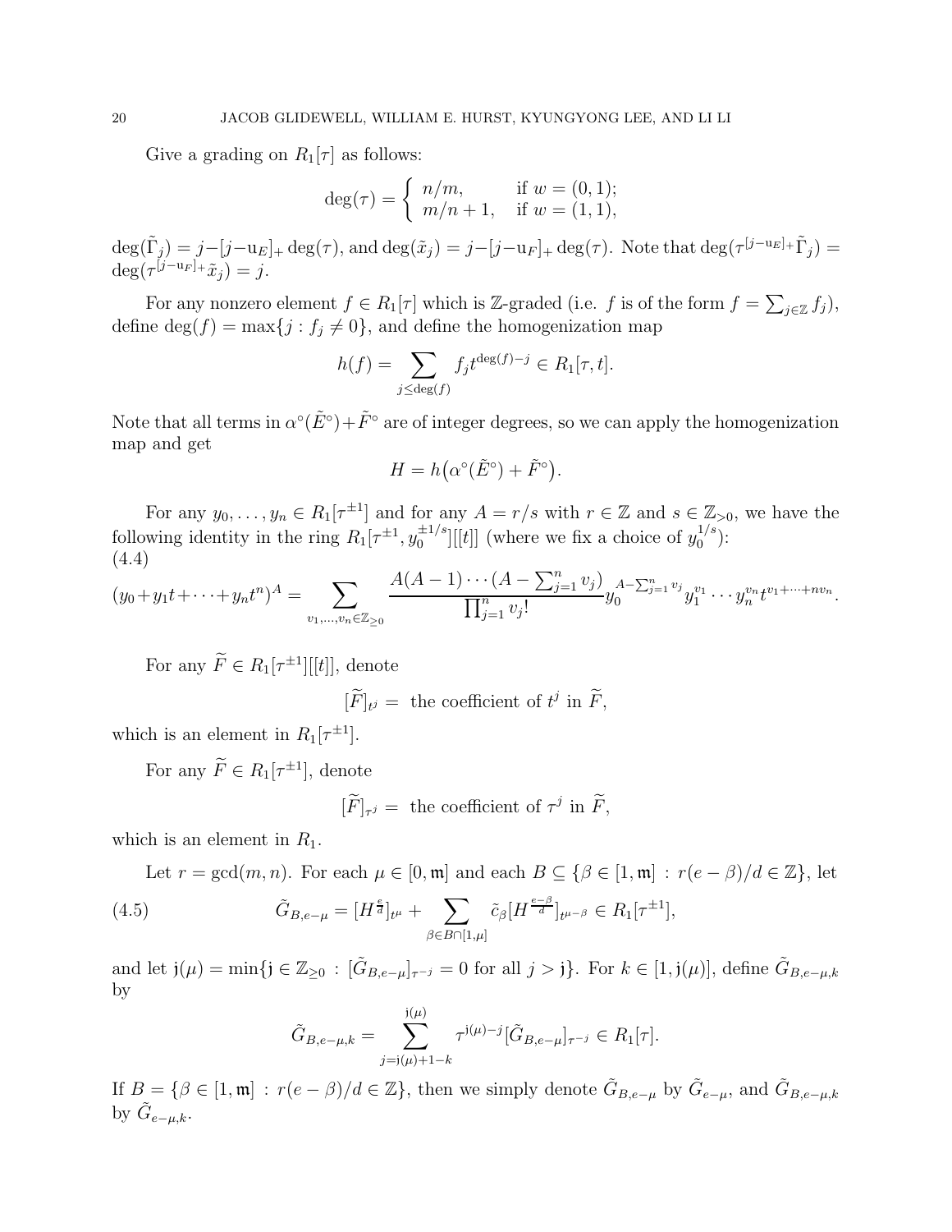Give a grading on $R_1[\tau]$ as follows:

$$\deg(\tau) = \begin{cases} n/m, & \text{if } w = (0,1); \\ m/n+1, & \text{if } w = (1,1), \end{cases}$$

$\deg(\tilde{\Gamma}_j) = j - [j - \mathrm{u}_E]_+ \deg(\tau)$, and $\deg(\tilde{x}_j) = j - [j - \mathrm{u}_F]_+ \deg(\tau)$. Note that $\deg(\tau^{[j-\mathrm{u}_E]_+}\tilde{\Gamma}_j) = \deg(\tau^{[j-\mathrm{u}_F]_+}\tilde{x}_j) = j$.

For any nonzero element $f \in R_1[\tau]$ which is $\mathbb{Z}$-graded (i.e. $f$ is of the form $f = \sum_{j\in\mathbb{Z}} f_j$), define $\deg(f) = \max\{j : f_j \neq 0\}$, and define the homogenization map

$$h(f) = \sum_{j \le \deg(f)} f_j t^{\deg(f)-j} \in R_1[\tau, t].$$

Note that all terms in $\alpha^\circ(\tilde{E}^\circ) + \tilde{F}^\circ$ are of integer degrees, so we can apply the homogenization map and get

$$H = h\big(\alpha^\circ(\tilde{E}^\circ) + \tilde{F}^\circ\big).$$

For any $y_0, \ldots, y_n \in R_1[\tau^{\pm 1}]$ and for any $A = r/s$ with $r \in \mathbb{Z}$ and $s \in \mathbb{Z}_{>0}$, we have the following identity in the ring $R_1[\tau^{\pm1}, y_0^{\pm 1/s}][[t]]$ (where we fix a choice of $y_0^{1/s}$):
(4.4)

$$(y_0 + y_1 t + \cdots + y_n t^n)^A = \sum_{v_1, \ldots, v_n \in \mathbb{Z}_{\ge 0}} \frac{A(A-1)\cdots(A - \sum_{j=1}^n v_j)}{\prod_{j=1}^n v_j!} y_0^{A - \sum_{j=1}^n v_j} y_1^{v_1} \cdots y_n^{v_n} t^{v_1 + \cdots + n v_n}.$$

For any $\widetilde{F} \in R_1[\tau^{\pm1}][[t]]$, denote

$$[\widetilde{F}]_{t^j} = \text{ the coefficient of } t^j \text{ in } \widetilde{F},$$

which is an element in $R_1[\tau^{\pm 1}]$.

For any $\widetilde{F} \in R_1[\tau^{\pm1}]$, denote

$$[\widetilde{F}]_{\tau^j} = \text{ the coefficient of } \tau^j \text{ in } \widetilde{F},$$

which is an element in $R_1$.

Let $r = \gcd(m,n)$. For each $\mu \in [0, \mathfrak{m}]$ and each $B \subseteq \{\beta \in [1, \mathfrak{m}] : r(e-\beta)/d \in \mathbb{Z}\}$, let

$$\tilde{G}_{B, e-\mu} = [H^{\frac{e}{d}}]_{t^\mu} + \sum_{\beta \in B \cap [1,\mu]} \tilde{c}_\beta [H^{\frac{e-\beta}{d}}]_{t^{\mu-\beta}} \in R_1[\tau^{\pm1}], \tag{4.5}$$

and let $\mathfrak{j}(\mu) = \min\{\mathfrak{j} \in \mathbb{Z}_{\ge 0} : [\tilde{G}_{B,e-\mu}]_{\tau^{-j}} = 0 \text{ for all } j > \mathfrak{j}\}$. For $k \in [1, \mathfrak{j}(\mu)]$, define $\tilde{G}_{B,e-\mu,k}$ by

$$\tilde{G}_{B,e-\mu,k} = \sum_{j=\mathfrak{j}(\mu)+1-k}^{\mathfrak{j}(\mu)} \tau^{\mathfrak{j}(\mu)-j} [\tilde{G}_{B,e-\mu}]_{\tau^{-j}} \in R_1[\tau].$$

If $B = \{\beta \in [1, \mathfrak{m}] : r(e-\beta)/d \in \mathbb{Z}\}$, then we simply denote $\tilde{G}_{B,e-\mu}$ by $\tilde{G}_{e-\mu}$, and $\tilde{G}_{B,e-\mu,k}$ by $\tilde{G}_{e-\mu,k}$.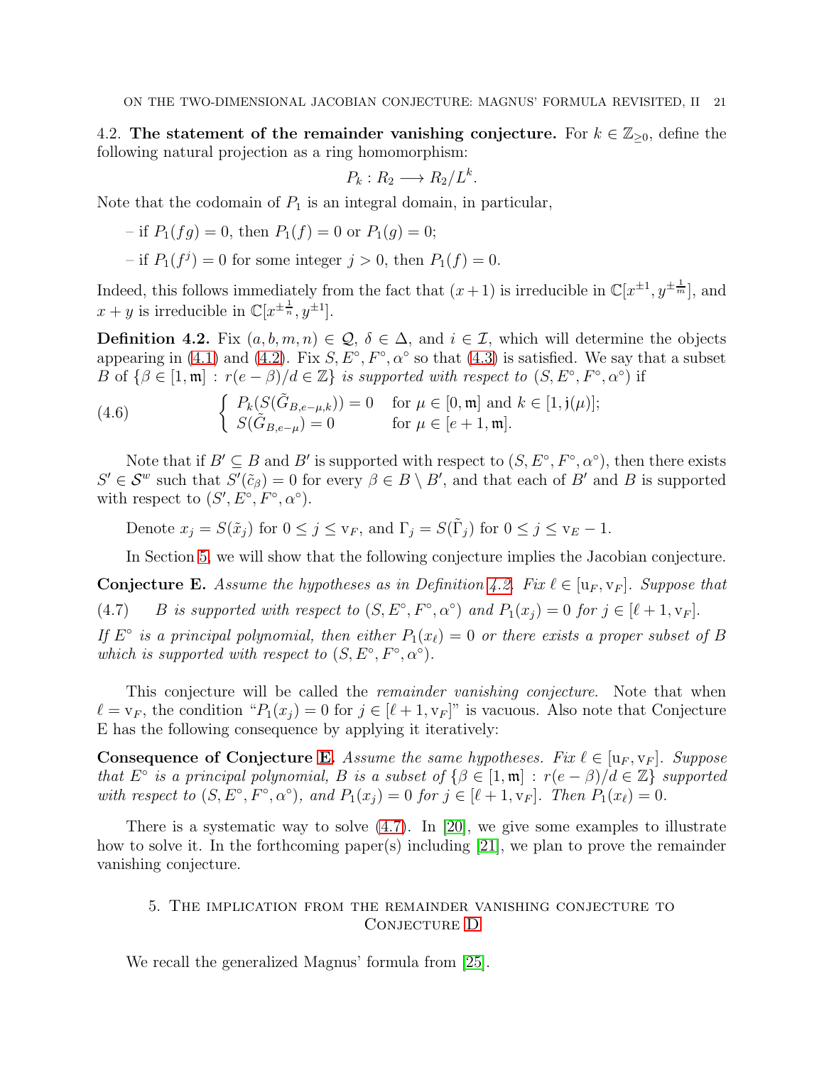## 4.2. The statement of the remainder vanishing conjecture.

For $k \in \mathbb{Z}_{\geq 0}$, define the following natural projection as a ring homomorphism:

$$P_k : R_2 \longrightarrow R_2/L^k.$$

Note that the codomain of $P_1$ is an integral domain, in particular,

– if $P_1(fg) = 0$, then $P_1(f) = 0$ or $P_1(g) = 0$;

– if $P_1(f^j) = 0$ for some integer $j > 0$, then $P_1(f) = 0$.

Indeed, this follows immediately from the fact that $(x+1)$ is irreducible in $\mathbb{C}[x^{\pm 1}, y^{\pm \frac{1}{m}}]$, and $x + y$ is irreducible in $\mathbb{C}[x^{\pm \frac{1}{n}}, y^{\pm 1}]$.

**Definition 4.2.** *Fix $(a, b, m, n) \in \mathcal{Q}$, $\delta \in \Delta$, and $i \in \mathcal{I}$, which will determine the objects appearing in (4.1) and (4.2). Fix $S, E^\circ, F^\circ, \alpha^\circ$ so that (4.3) is satisfied. We say that a subset $B$ of $\{\beta \in [1, \mathfrak{m}] : r(e - \beta)/d \in \mathbb{Z}\}$ is supported with respect to $(S, E^\circ, F^\circ, \alpha^\circ)$ if*

$$\begin{cases} P_k(S(\tilde{G}_{B,e-\mu,k})) = 0 & \text{for } \mu \in [0, \mathfrak{m}] \text{ and } k \in [1, \mathfrak{j}(\mu)]; \\ S(\tilde{G}_{B,e-\mu}) = 0 & \text{for } \mu \in [e+1, \mathfrak{m}]. \end{cases} \tag{4.6}$$

Note that if $B' \subseteq B$ and $B'$ is supported with respect to $(S, E^\circ, F^\circ, \alpha^\circ)$, then there exists $S' \in \mathcal{S}^w$ such that $S'(\tilde{c}_\beta) = 0$ for every $\beta \in B \setminus B'$, and that each of $B'$ and $B$ is supported with respect to $(S', E^\circ, F^\circ, \alpha^\circ)$.

Denote $x_j = S(\tilde{x}_j)$ for $0 \leq j \leq \mathrm{v}_F$, and $\Gamma_j = S(\tilde{\Gamma}_j)$ for $0 \leq j \leq \mathrm{v}_E - 1$.

In Section 5, we will show that the following conjecture implies the Jacobian conjecture.

**Conjecture E.** *Assume the hypotheses as in Definition 4.2. Fix $\ell \in [\mathrm{u}_F, \mathrm{v}_F]$. Suppose that*

$$B \text{ is supported with respect to } (S, E^\circ, F^\circ, \alpha^\circ) \text{ and } P_1(x_j) = 0 \text{ for } j \in [\ell + 1, \mathrm{v}_F]. \tag{4.7}$$

*If $E^\circ$ is a principal polynomial, then either $P_1(x_\ell) = 0$ or there exists a proper subset of $B$ which is supported with respect to $(S, E^\circ, F^\circ, \alpha^\circ)$.*

This conjecture will be called the *remainder vanishing conjecture*. Note that when $\ell = \mathrm{v}_F$, the condition "$P_1(x_j) = 0$ for $j \in [\ell + 1, \mathrm{v}_F]$" is vacuous. Also note that Conjecture E has the following consequence by applying it iteratively:

**Consequence of Conjecture E.** *Assume the same hypotheses. Fix $\ell \in [\mathrm{u}_F, \mathrm{v}_F]$. Suppose that $E^\circ$ is a principal polynomial, $B$ is a subset of $\{\beta \in [1, \mathfrak{m}] : r(e - \beta)/d \in \mathbb{Z}\}$ supported with respect to $(S, E^\circ, F^\circ, \alpha^\circ)$, and $P_1(x_j) = 0$ for $j \in [\ell + 1, \mathrm{v}_F]$. Then $P_1(x_\ell) = 0$.*

There is a systematic way to solve (4.7). In [20], we give some examples to illustrate how to solve it. In the forthcoming paper(s) including [21], we plan to prove the remainder vanishing conjecture.

# 5. The implication from the remainder vanishing conjecture to Conjecture D

We recall the generalized Magnus' formula from [25].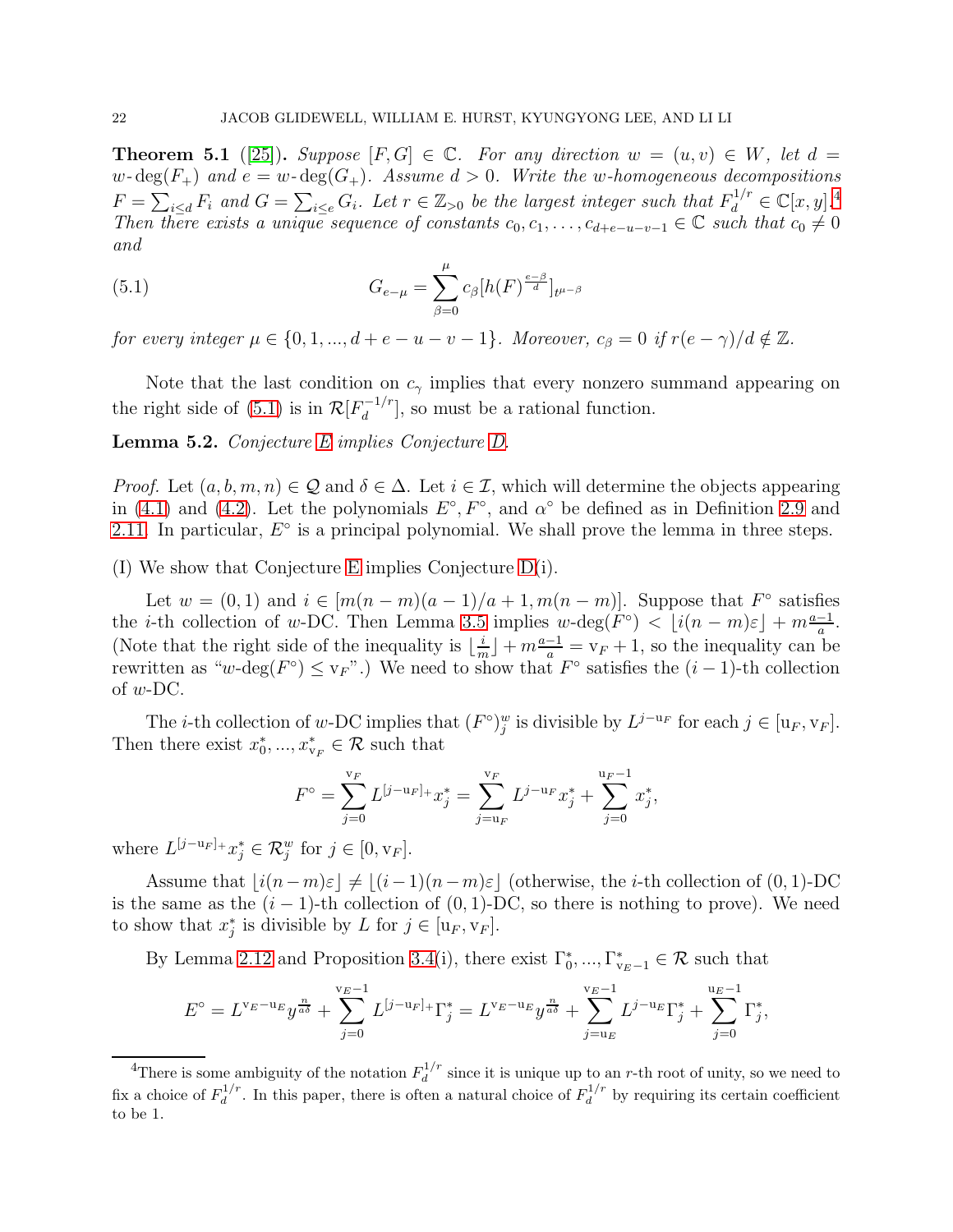**Theorem 5.1** ([25])**.** *Suppose $[F,G] \in \mathbb{C}$. For any direction $w=(u,v) \in W$, let $d = w\text{-}\deg(F_+)$ and $e = w\text{-}\deg(G_+)$. Assume $d>0$. Write the $w$-homogeneous decompositions $F=\sum_{i\le d} F_i$ and $G=\sum_{i\le e} G_i$. Let $r \in \mathbb{Z}_{>0}$ be the largest integer such that $F_d^{1/r} \in \mathbb{C}[x,y]$.*[4] *Then there exists a unique sequence of constants $c_0, c_1, \dots, c_{d+e-u-v-1} \in \mathbb{C}$ such that $c_0 \neq 0$ and*

$$G_{e-\mu} = \sum_{\beta=0}^{\mu} c_\beta [h(F)^{\frac{e-\beta}{d}}]_{t^{\mu-\beta}} \tag{5.1}$$

*for every integer $\mu \in \{0,1,...,d+e-u-v-1\}$. Moreover, $c_\beta = 0$ if $r(e-\gamma)/d \notin \mathbb{Z}$.*

Note that the last condition on $c_\gamma$ implies that every nonzero summand appearing on the right side of (5.1) is in $\mathcal{R}[F_d^{-1/r}]$, so must be a rational function.

**Lemma 5.2.** *Conjecture E implies Conjecture D.*

*Proof.* Let $(a,b,m,n) \in \mathcal{Q}$ and $\delta \in \Delta$. Let $i \in \mathcal{I}$, which will determine the objects appearing in (4.1) and (4.2). Let the polynomials $E^\circ, F^\circ$, and $\alpha^\circ$ be defined as in Definition 2.9 and 2.11. In particular, $E^\circ$ is a principal polynomial. We shall prove the lemma in three steps.

(I) We show that Conjecture E implies Conjecture D(i).

Let $w=(0,1)$ and $i \in [m(n-m)(a-1)/a+1, m(n-m)]$. Suppose that $F^\circ$ satisfies the $i$-th collection of $w$-DC. Then Lemma 3.5 implies $w\text{-}\deg(F^\circ) < \lfloor i(n-m)\varepsilon \rfloor + m\frac{a-1}{a}$. (Note that the right side of the inequality is $\lfloor \frac{i}{m} \rfloor + m\frac{a-1}{a} = \mathrm{v}_F + 1$, so the inequality can be rewritten as "$w\text{-}\deg(F^\circ) \le \mathrm{v}_F$".) We need to show that $F^\circ$ satisfies the $(i-1)$-th collection of $w$-DC.

The $i$-th collection of $w$-DC implies that $(F^\circ)_j^w$ is divisible by $L^{j-\mathrm{u}_F}$ for each $j \in [\mathrm{u}_F, \mathrm{v}_F]$. Then there exist $x_0^*, ..., x_{\mathrm{v}_F}^* \in \mathcal{R}$ such that

$$F^\circ = \sum_{j=0}^{\mathrm{v}_F} L^{[j-\mathrm{u}_F]_+} x_j^* = \sum_{j=\mathrm{u}_F}^{\mathrm{v}_F} L^{j-\mathrm{u}_F} x_j^* + \sum_{j=0}^{\mathrm{u}_F-1} x_j^*,$$

where $L^{[j-\mathrm{u}_F]_+} x_j^* \in \mathcal{R}_j^w$ for $j \in [0, \mathrm{v}_F]$.

Assume that $\lfloor i(n-m)\varepsilon \rfloor \neq \lfloor (i-1)(n-m)\varepsilon \rfloor$ (otherwise, the $i$-th collection of $(0,1)$-DC is the same as the $(i-1)$-th collection of $(0,1)$-DC, so there is nothing to prove). We need to show that $x_j^*$ is divisible by $L$ for $j \in [\mathrm{u}_F, \mathrm{v}_F]$.

By Lemma 2.12 and Proposition 3.4(i), there exist $\Gamma_0^*, ..., \Gamma_{\mathrm{v}_E-1}^* \in \mathcal{R}$ such that

$$E^\circ = L^{\mathrm{v}_E - \mathrm{u}_E} y^{\frac{n}{a\delta}} + \sum_{j=0}^{\mathrm{v}_E-1} L^{[j-\mathrm{u}_F]_+} \Gamma_j^* = L^{\mathrm{v}_E - \mathrm{u}_E} y^{\frac{n}{a\delta}} + \sum_{j=\mathrm{u}_E}^{\mathrm{v}_E-1} L^{j-\mathrm{u}_E} \Gamma_j^* + \sum_{j=0}^{\mathrm{u}_E-1} \Gamma_j^*,$$

[4] There is some ambiguity of the notation $F_d^{1/r}$ since it is unique up to an $r$-th root of unity, so we need to fix a choice of $F_d^{1/r}$. In this paper, there is often a natural choice of $F_d^{1/r}$ by requiring its certain coefficient to be 1.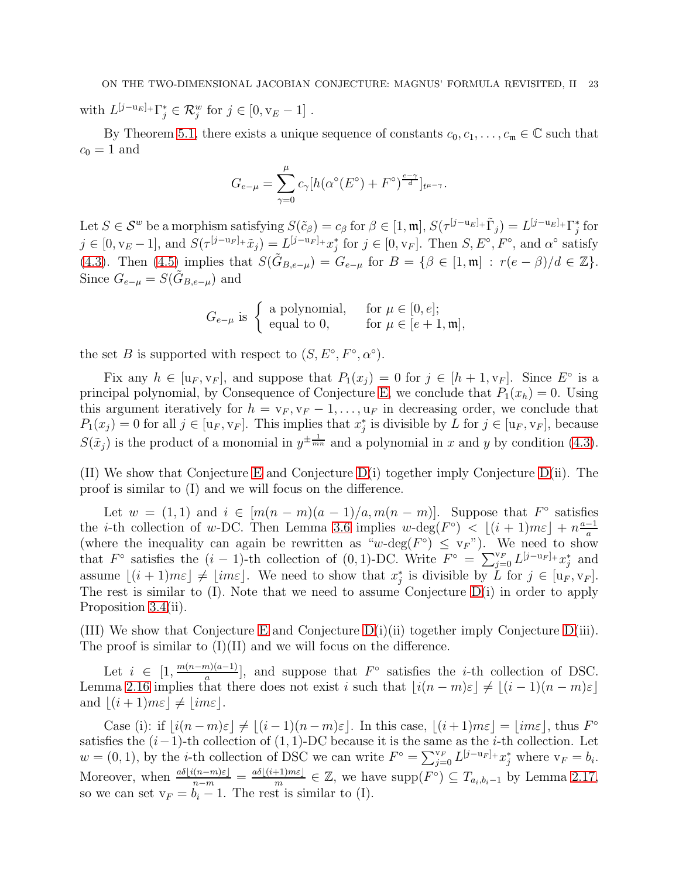with $L^{[j-\mathrm{u}_E]_+}\Gamma_j^* \in \mathcal{R}_j^w$ for $j \in [0, \mathrm{v}_E - 1]$ .

By Theorem 5.1, there exists a unique sequence of constants $c_0, c_1, \ldots, c_{\mathfrak{m}} \in \mathbb{C}$ such that $c_0 = 1$ and

$$G_{e-\mu} = \sum_{\gamma=0}^{\mu} c_\gamma [h(\alpha^\circ(E^\circ) + F^\circ)^{\frac{e-\gamma}{d}}]_{t^{\mu-\gamma}}.$$

Let $S \in \mathcal{S}^w$ be a morphism satisfying $S(\tilde{c}_\beta) = c_\beta$ for $\beta \in [1, \mathfrak{m}]$, $S(\tau^{[j-\mathrm{u}_E]_+}\tilde{\Gamma}_j) = L^{[j-\mathrm{u}_E]_+}\Gamma_j^*$ for $j \in [0, \mathrm{v}_E - 1]$, and $S(\tau^{[j-\mathrm{u}_F]_+}\tilde{x}_j) = L^{[j-\mathrm{u}_F]_+}x_j^*$ for $j \in [0, \mathrm{v}_F]$. Then $S, E^\circ, F^\circ$, and $\alpha^\circ$ satisfy (4.3). Then (4.5) implies that $S(\tilde{G}_{B,e-\mu}) = G_{e-\mu}$ for $B = \{\beta \in [1, \mathfrak{m}] : r(e - \beta)/d \in \mathbb{Z}\}$. Since $G_{e-\mu} = S(\tilde{G}_{B,e-\mu})$ and

$$G_{e-\mu} \text{ is } \begin{cases} \text{a polynomial,} & \text{for } \mu \in [0, e]; \\ \text{equal to } 0, & \text{for } \mu \in [e + 1, \mathfrak{m}], \end{cases}$$

the set $B$ is supported with respect to $(S, E^\circ, F^\circ, \alpha^\circ)$.

Fix any $h \in [\mathrm{u}_F, \mathrm{v}_F]$, and suppose that $P_1(x_j) = 0$ for $j \in [h + 1, \mathrm{v}_F]$. Since $E^\circ$ is a principal polynomial, by Consequence of Conjecture E, we conclude that $P_1(x_h) = 0$. Using this argument iteratively for $h = \mathrm{v}_F, \mathrm{v}_F - 1, \ldots, \mathrm{u}_F$ in decreasing order, we conclude that $P_1(x_j) = 0$ for all $j \in [\mathrm{u}_F, \mathrm{v}_F]$. This implies that $x_j^*$ is divisible by $L$ for $j \in [\mathrm{u}_F, \mathrm{v}_F]$, because $S(\tilde{x}_j)$ is the product of a monomial in $y^{\pm\frac{1}{mn}}$ and a polynomial in $x$ and $y$ by condition (4.3).

(II) We show that Conjecture E and Conjecture D(i) together imply Conjecture D(ii). The proof is similar to (I) and we will focus on the difference.

Let $w = (1, 1)$ and $i \in [m(n - m)(a - 1)/a, m(n - m)]$. Suppose that $F^\circ$ satisfies the $i$-th collection of $w$-DC. Then Lemma 3.6 implies $w\text{-deg}(F^\circ) < \lfloor (i + 1)m\varepsilon \rfloor + n\frac{a-1}{a}$ (where the inequality can again be rewritten as "$w\text{-deg}(F^\circ) \le \mathrm{v}_F$"). We need to show that $F^\circ$ satisfies the $(i - 1)$-th collection of $(0, 1)$-DC. Write $F^\circ = \sum_{j=0}^{\mathrm{v}_F} L^{[j-\mathrm{u}_F]_+}x_j^*$ and assume $\lfloor (i + 1)m\varepsilon \rfloor \ne \lfloor im\varepsilon \rfloor$. We need to show that $x_j^*$ is divisible by $L$ for $j \in [\mathrm{u}_F, \mathrm{v}_F]$. The rest is similar to (I). Note that we need to assume Conjecture D(i) in order to apply Proposition 3.4(ii).

(III) We show that Conjecture E and Conjecture D(i)(ii) together imply Conjecture D(iii). The proof is similar to (I)(II) and we will focus on the difference.

Let $i \in [1, \frac{m(n-m)(a-1)}{a}]$, and suppose that $F^\circ$ satisfies the $i$-th collection of DSC. Lemma 2.16 implies that there does not exist $i$ such that $\lfloor i(n - m)\varepsilon \rfloor \ne \lfloor (i - 1)(n - m)\varepsilon \rfloor$ and $\lfloor (i + 1)m\varepsilon \rfloor \ne \lfloor im\varepsilon \rfloor$.

Case (i): if $\lfloor i(n - m)\varepsilon \rfloor \ne \lfloor (i - 1)(n - m)\varepsilon \rfloor$. In this case, $\lfloor (i + 1)m\varepsilon \rfloor = \lfloor im\varepsilon \rfloor$, thus $F^\circ$ satisfies the $(i-1)$-th collection of $(1, 1)$-DC because it is the same as the $i$-th collection. Let $w = (0, 1)$, by the $i$-th collection of DSC we can write $F^\circ = \sum_{j=0}^{\mathrm{v}_F} L^{[j-\mathrm{u}_F]_+}x_j^*$ where $\mathrm{v}_F = b_i$. Moreover, when $\frac{a\delta\lfloor i(n-m)\varepsilon \rfloor}{n-m} = \frac{a\delta\lfloor (i+1)m\varepsilon \rfloor}{m} \in \mathbb{Z}$, we have $\mathrm{supp}(F^\circ) \subseteq T_{a_i, b_i - 1}$ by Lemma 2.17, so we can set $\mathrm{v}_F = b_i - 1$. The rest is similar to (I).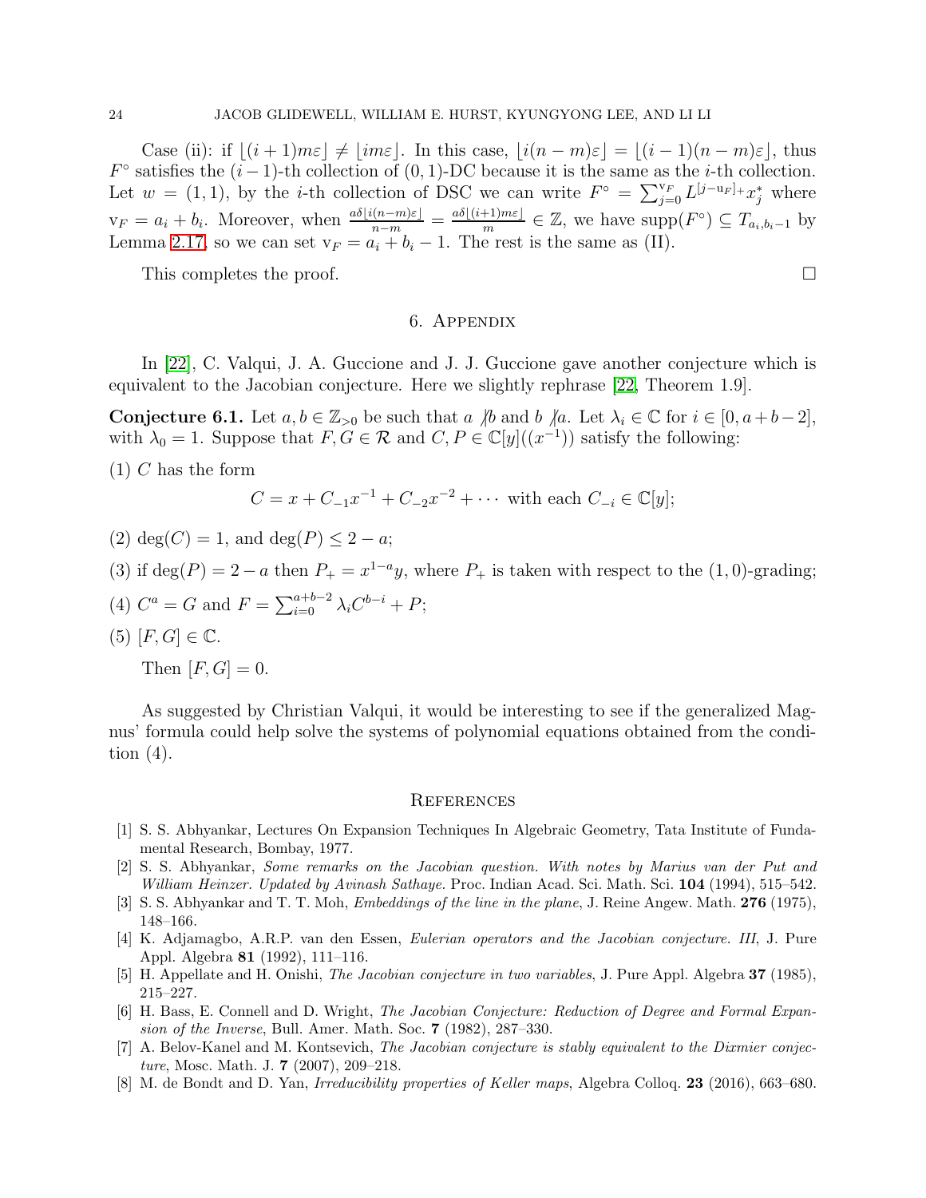Case (ii): if $\lfloor (i+1)m\varepsilon \rfloor \neq \lfloor im\varepsilon \rfloor$. In this case, $\lfloor i(n-m)\varepsilon \rfloor = \lfloor (i-1)(n-m)\varepsilon \rfloor$, thus $F^\circ$ satisfies the $(i-1)$-th collection of $(0,1)$-DC because it is the same as the $i$-th collection. Let $w = (1,1)$, by the $i$-th collection of DSC we can write $F^\circ = \sum_{j=0}^{\mathrm{v}_F} L^{[j-\mathrm{u}_F]_+} x_j^*$ where $\mathrm{v}_F = a_i + b_i$. Moreover, when $\frac{a\delta \lfloor i(n-m)\varepsilon \rfloor}{n-m} = \frac{a\delta \lfloor (i+1)m\varepsilon \rfloor}{m} \in \mathbb{Z}$, we have $\mathrm{supp}(F^\circ) \subseteq T_{a_i, b_i - 1}$ by Lemma 2.17, so we can set $\mathrm{v}_F = a_i + b_i - 1$. The rest is the same as (II).

This completes the proof. □

## 6. Appendix

In [22], C. Valqui, J. A. Guccione and J. J. Guccione gave another conjecture which is equivalent to the Jacobian conjecture. Here we slightly rephrase [22, Theorem 1.9].

**Conjecture 6.1.** Let $a, b \in \mathbb{Z}_{>0}$ be such that $a \nmid b$ and $b \nmid a$. Let $\lambda_i \in \mathbb{C}$ for $i \in [0, a+b-2]$, with $\lambda_0 = 1$. Suppose that $F, G \in \mathcal{R}$ and $C, P \in \mathbb{C}[y]((x^{-1}))$ satisfy the following:

(1) $C$ has the form

$$C = x + C_{-1}x^{-1} + C_{-2}x^{-2} + \cdots \text{ with each } C_{-i} \in \mathbb{C}[y];$$

(2) $\deg(C) = 1$, and $\deg(P) \leq 2 - a$;

(3) if $\deg(P) = 2 - a$ then $P_+ = x^{1-a}y$, where $P_+$ is taken with respect to the $(1,0)$-grading;

(4) $C^a = G$ and $F = \sum_{i=0}^{a+b-2} \lambda_i C^{b-i} + P$;

(5) $[F, G] \in \mathbb{C}$.

Then $[F, G] = 0$.

As suggested by Christian Valqui, it would be interesting to see if the generalized Magnus' formula could help solve the systems of polynomial equations obtained from the condition (4).

## References

[1] S. S. Abhyankar, Lectures On Expansion Techniques In Algebraic Geometry, Tata Institute of Fundamental Research, Bombay, 1977.

[2] S. S. Abhyankar, *Some remarks on the Jacobian question. With notes by Marius van der Put and William Heinzer. Updated by Avinash Sathaye.* Proc. Indian Acad. Sci. Math. Sci. **104** (1994), 515–542.

[3] S. S. Abhyankar and T. T. Moh, *Embeddings of the line in the plane*, J. Reine Angew. Math. **276** (1975), 148–166.

[4] K. Adjamagbo, A.R.P. van den Essen, *Eulerian operators and the Jacobian conjecture. III*, J. Pure Appl. Algebra **81** (1992), 111–116.

[5] H. Appellate and H. Onishi, *The Jacobian conjecture in two variables*, J. Pure Appl. Algebra **37** (1985), 215–227.

[6] H. Bass, E. Connell and D. Wright, *The Jacobian Conjecture: Reduction of Degree and Formal Expansion of the Inverse*, Bull. Amer. Math. Soc. **7** (1982), 287–330.

[7] A. Belov-Kanel and M. Kontsevich, *The Jacobian conjecture is stably equivalent to the Dixmier conjecture*, Mosc. Math. J. **7** (2007), 209–218.

[8] M. de Bondt and D. Yan, *Irreducibility properties of Keller maps*, Algebra Colloq. **23** (2016), 663–680.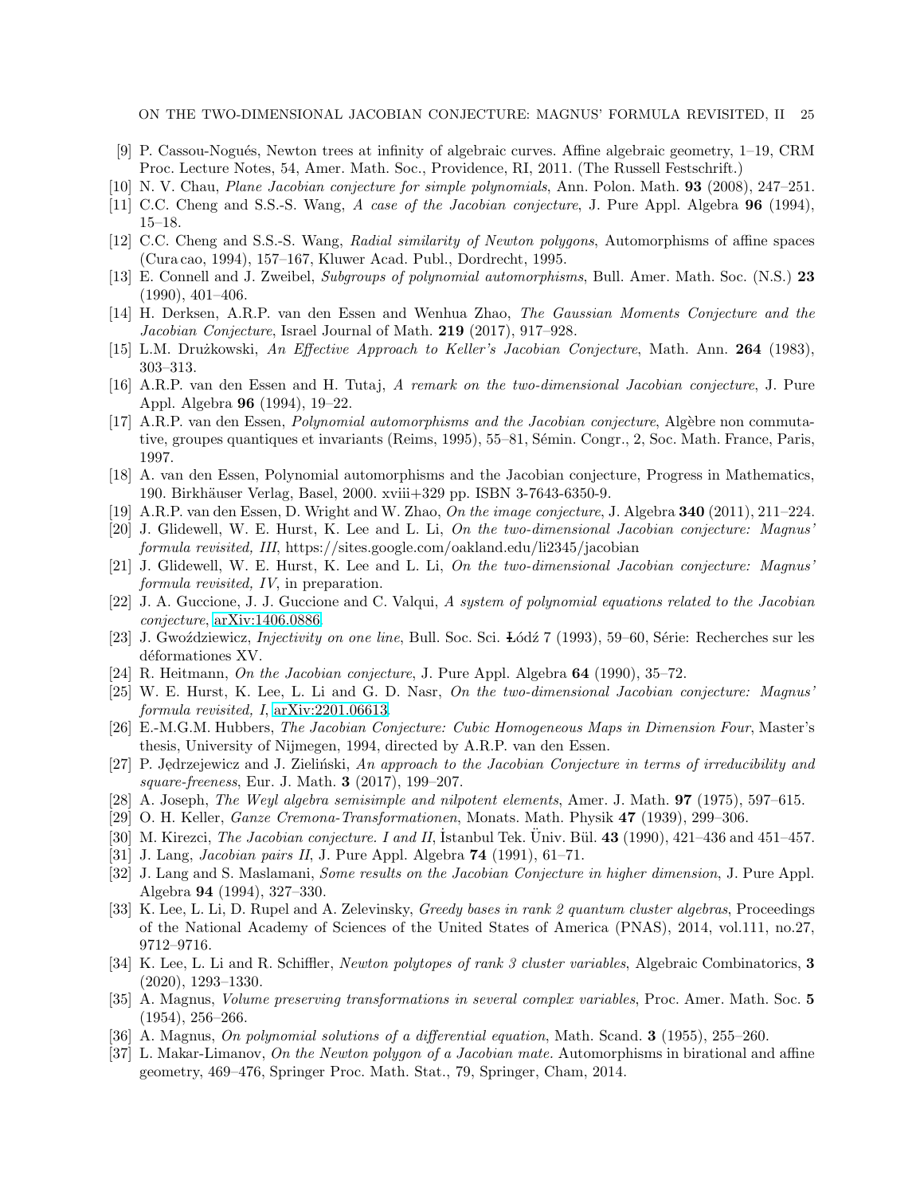[9] P. Cassou-Nogués, Newton trees at infinity of algebraic curves. Affine algebraic geometry, 1–19, CRM Proc. Lecture Notes, 54, Amer. Math. Soc., Providence, RI, 2011. (The Russell Festschrift.)

[10] N. V. Chau, *Plane Jacobian conjecture for simple polynomials*, Ann. Polon. Math. **93** (2008), 247–251.

[11] C.C. Cheng and S.S.-S. Wang, *A case of the Jacobian conjecture*, J. Pure Appl. Algebra **96** (1994), 15–18.

[12] C.C. Cheng and S.S.-S. Wang, *Radial similarity of Newton polygons*, Automorphisms of affine spaces (Cura cao, 1994), 157–167, Kluwer Acad. Publ., Dordrecht, 1995.

[13] E. Connell and J. Zweibel, *Subgroups of polynomial automorphisms*, Bull. Amer. Math. Soc. (N.S.) **23** (1990), 401–406.

[14] H. Derksen, A.R.P. van den Essen and Wenhua Zhao, *The Gaussian Moments Conjecture and the Jacobian Conjecture*, Israel Journal of Math. **219** (2017), 917–928.

[15] L.M. Drużkowski, *An Effective Approach to Keller's Jacobian Conjecture*, Math. Ann. **264** (1983), 303–313.

[16] A.R.P. van den Essen and H. Tutaj, *A remark on the two-dimensional Jacobian conjecture*, J. Pure Appl. Algebra **96** (1994), 19–22.

[17] A.R.P. van den Essen, *Polynomial automorphisms and the Jacobian conjecture*, Algèbre non commutative, groupes quantiques et invariants (Reims, 1995), 55–81, Sémin. Congr., 2, Soc. Math. France, Paris, 1997.

[18] A. van den Essen, Polynomial automorphisms and the Jacobian conjecture, Progress in Mathematics, 190. Birkhäuser Verlag, Basel, 2000. xviii+329 pp. ISBN 3-7643-6350-9.

[19] A.R.P. van den Essen, D. Wright and W. Zhao, *On the image conjecture*, J. Algebra **340** (2011), 211–224.

[20] J. Glidewell, W. E. Hurst, K. Lee and L. Li, *On the two-dimensional Jacobian conjecture: Magnus' formula revisited, III*, https://sites.google.com/oakland.edu/li2345/jacobian

[21] J. Glidewell, W. E. Hurst, K. Lee and L. Li, *On the two-dimensional Jacobian conjecture: Magnus' formula revisited, IV*, in preparation.

[22] J. A. Guccione, J. J. Guccione and C. Valqui, *A system of polynomial equations related to the Jacobian conjecture*, arXiv:1406.0886.

[23] J. Gwoździewicz, *Injectivity on one line*, Bull. Soc. Sci. Łódź 7 (1993), 59–60, Série: Recherches sur les déformationes XV.

[24] R. Heitmann, *On the Jacobian conjecture*, J. Pure Appl. Algebra **64** (1990), 35–72.

[25] W. E. Hurst, K. Lee, L. Li and G. D. Nasr, *On the two-dimensional Jacobian conjecture: Magnus' formula revisited, I*, arXiv:2201.06613.

[26] E.-M.G.M. Hubbers, *The Jacobian Conjecture: Cubic Homogeneous Maps in Dimension Four*, Master's thesis, University of Nijmegen, 1994, directed by A.R.P. van den Essen.

[27] P. Jędrzejewicz and J. Zieliński, *An approach to the Jacobian Conjecture in terms of irreducibility and square-freeness*, Eur. J. Math. **3** (2017), 199–207.

[28] A. Joseph, *The Weyl algebra semisimple and nilpotent elements*, Amer. J. Math. **97** (1975), 597–615.

[29] O. H. Keller, *Ganze Cremona-Transformationen*, Monats. Math. Physik **47** (1939), 299–306.

[30] M. Kirezci, *The Jacobian conjecture. I and II*, İstanbul Tek. Üniv. Bül. **43** (1990), 421–436 and 451–457.

[31] J. Lang, *Jacobian pairs II*, J. Pure Appl. Algebra **74** (1991), 61–71.

[32] J. Lang and S. Maslamani, *Some results on the Jacobian Conjecture in higher dimension*, J. Pure Appl. Algebra **94** (1994), 327–330.

[33] K. Lee, L. Li, D. Rupel and A. Zelevinsky, *Greedy bases in rank 2 quantum cluster algebras*, Proceedings of the National Academy of Sciences of the United States of America (PNAS), 2014, vol.111, no.27, 9712–9716.

[34] K. Lee, L. Li and R. Schiffler, *Newton polytopes of rank 3 cluster variables*, Algebraic Combinatorics, **3** (2020), 1293–1330.

[35] A. Magnus, *Volume preserving transformations in several complex variables*, Proc. Amer. Math. Soc. **5** (1954), 256–266.

[36] A. Magnus, *On polynomial solutions of a differential equation*, Math. Scand. **3** (1955), 255–260.

[37] L. Makar-Limanov, *On the Newton polygon of a Jacobian mate.* Automorphisms in birational and affine geometry, 469–476, Springer Proc. Math. Stat., 79, Springer, Cham, 2014.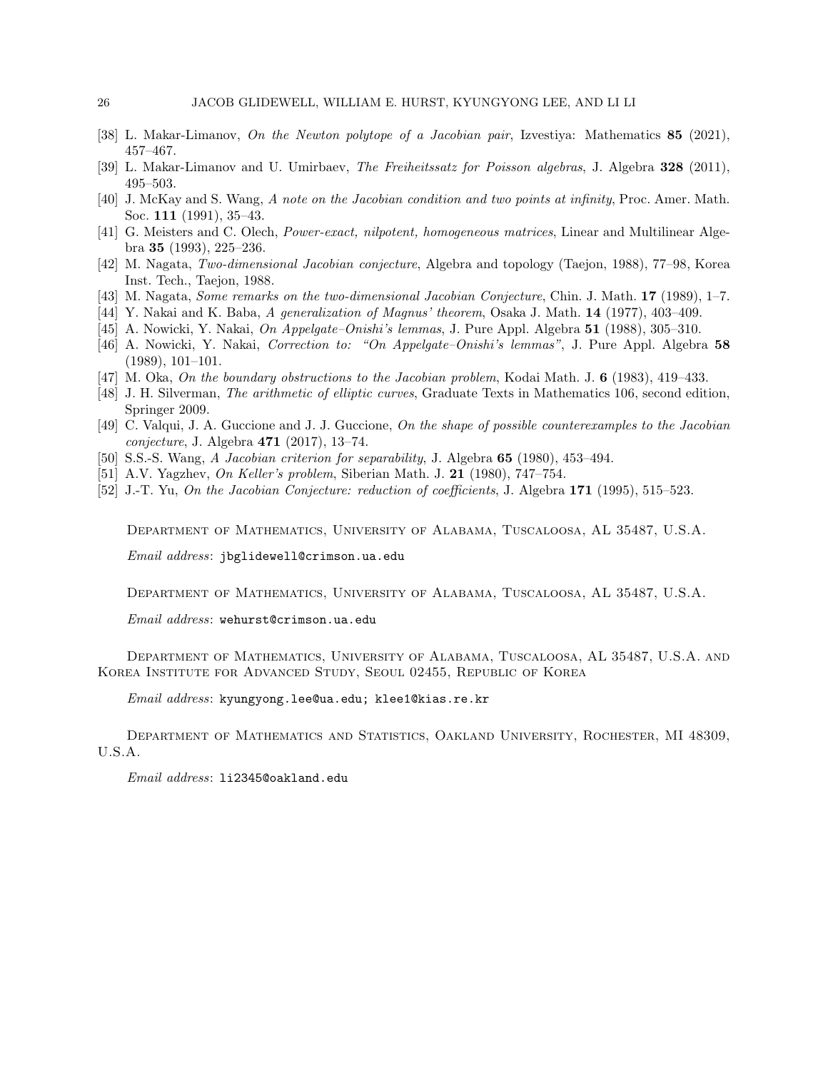[38] L. Makar-Limanov, *On the Newton polytope of a Jacobian pair*, Izvestiya: Mathematics **85** (2021), 457–467.

[39] L. Makar-Limanov and U. Umirbaev, *The Freiheitssatz for Poisson algebras*, J. Algebra **328** (2011), 495–503.

[40] J. McKay and S. Wang, *A note on the Jacobian condition and two points at infinity*, Proc. Amer. Math. Soc. **111** (1991), 35–43.

[41] G. Meisters and C. Olech, *Power-exact, nilpotent, homogeneous matrices*, Linear and Multilinear Algebra **35** (1993), 225–236.

[42] M. Nagata, *Two-dimensional Jacobian conjecture*, Algebra and topology (Taejon, 1988), 77–98, Korea Inst. Tech., Taejon, 1988.

[43] M. Nagata, *Some remarks on the two-dimensional Jacobian Conjecture*, Chin. J. Math. **17** (1989), 1–7.

[44] Y. Nakai and K. Baba, *A generalization of Magnus' theorem*, Osaka J. Math. **14** (1977), 403–409.

[45] A. Nowicki, Y. Nakai, *On Appelgate–Onishi's lemmas*, J. Pure Appl. Algebra **51** (1988), 305–310.

[46] A. Nowicki, Y. Nakai, *Correction to: "On Appelgate–Onishi's lemmas"*, J. Pure Appl. Algebra **58** (1989), 101–101.

[47] M. Oka, *On the boundary obstructions to the Jacobian problem*, Kodai Math. J. **6** (1983), 419–433.

[48] J. H. Silverman, *The arithmetic of elliptic curves*, Graduate Texts in Mathematics 106, second edition, Springer 2009.

[49] C. Valqui, J. A. Guccione and J. J. Guccione, *On the shape of possible counterexamples to the Jacobian conjecture*, J. Algebra **471** (2017), 13–74.

[50] S.S.-S. Wang, *A Jacobian criterion for separability*, J. Algebra **65** (1980), 453–494.

[51] A.V. Yagzhev, *On Keller's problem*, Siberian Math. J. **21** (1980), 747–754.

[52] J.-T. Yu, *On the Jacobian Conjecture: reduction of coefficients*, J. Algebra **171** (1995), 515–523.

Department of Mathematics, University of Alabama, Tuscaloosa, AL 35487, U.S.A.

*Email address*: jbglidewell@crimson.ua.edu

Department of Mathematics, University of Alabama, Tuscaloosa, AL 35487, U.S.A.

*Email address*: wehurst@crimson.ua.edu

Department of Mathematics, University of Alabama, Tuscaloosa, AL 35487, U.S.A. and Korea Institute for Advanced Study, Seoul 02455, Republic of Korea

*Email address*: kyungyong.lee@ua.edu; klee1@kias.re.kr

Department of Mathematics and Statistics, Oakland University, Rochester, MI 48309, U.S.A.

*Email address*: li2345@oakland.edu